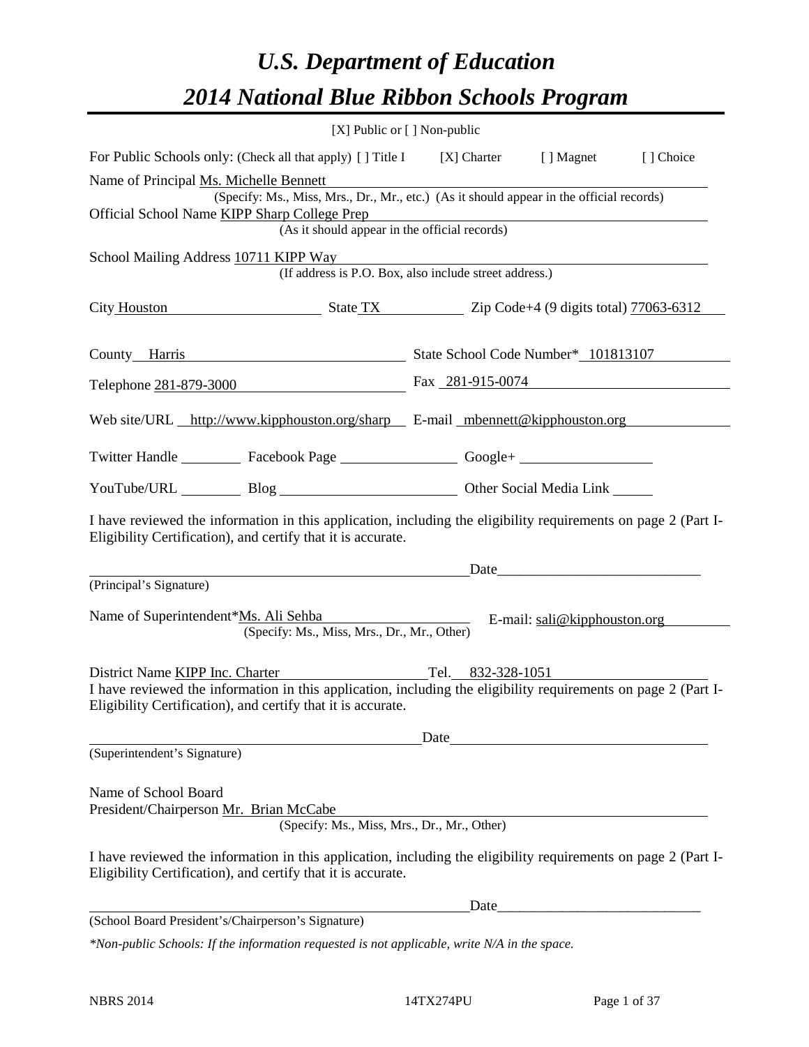# *U.S. Department of Education*

# *2014 National Blue Ribbon Schools Program*

[X] Public or [ ] Non-public

For Public Schools only: (Check all that apply) [ ] Title I [X] Charter [ ] Magnet [ ] Choice

Name of Principal Ms. Michelle Bennett
(Specify: Ms., Miss, Mrs., Dr., Mr., etc.) (As it should appear in the official records)

Official School Name KIPP Sharp College Prep
(As it should appear in the official records)

School Mailing Address 10711 KIPP Way
(If address is P.O. Box, also include street address.)

City Houston State TX Zip Code+4 (9 digits total) 77063-6312

County Harris State School Code Number* 101813107

Telephone 281-879-3000 Fax 281-915-0074

Web site/URL http://www.kipphouston.org/sharp E-mail mbennett@kipphouston.org

Twitter Handle ________ Facebook Page ________ Google+ ________

YouTube/URL ________ Blog ________ Other Social Media Link ________

I have reviewed the information in this application, including the eligibility requirements on page 2 (Part I-Eligibility Certification), and certify that it is accurate.

________________________ Date________________________
(Principal's Signature)

Name of Superintendent*Ms. Ali Sehba E-mail: sali@kipphouston.org
(Specify: Ms., Miss, Mrs., Dr., Mr., Other)

District Name KIPP Inc. Charter Tel. 832-328-1051

I have reviewed the information in this application, including the eligibility requirements on page 2 (Part I-Eligibility Certification), and certify that it is accurate.

________________________ Date________________________
(Superintendent's Signature)

Name of School Board
President/Chairperson Mr. Brian McCabe
(Specify: Ms., Miss, Mrs., Dr., Mr., Other)

I have reviewed the information in this application, including the eligibility requirements on page 2 (Part I-Eligibility Certification), and certify that it is accurate.

________________________ Date________________________
(School Board President's/Chairperson's Signature)

*\*Non-public Schools: If the information requested is not applicable, write N/A in the space.*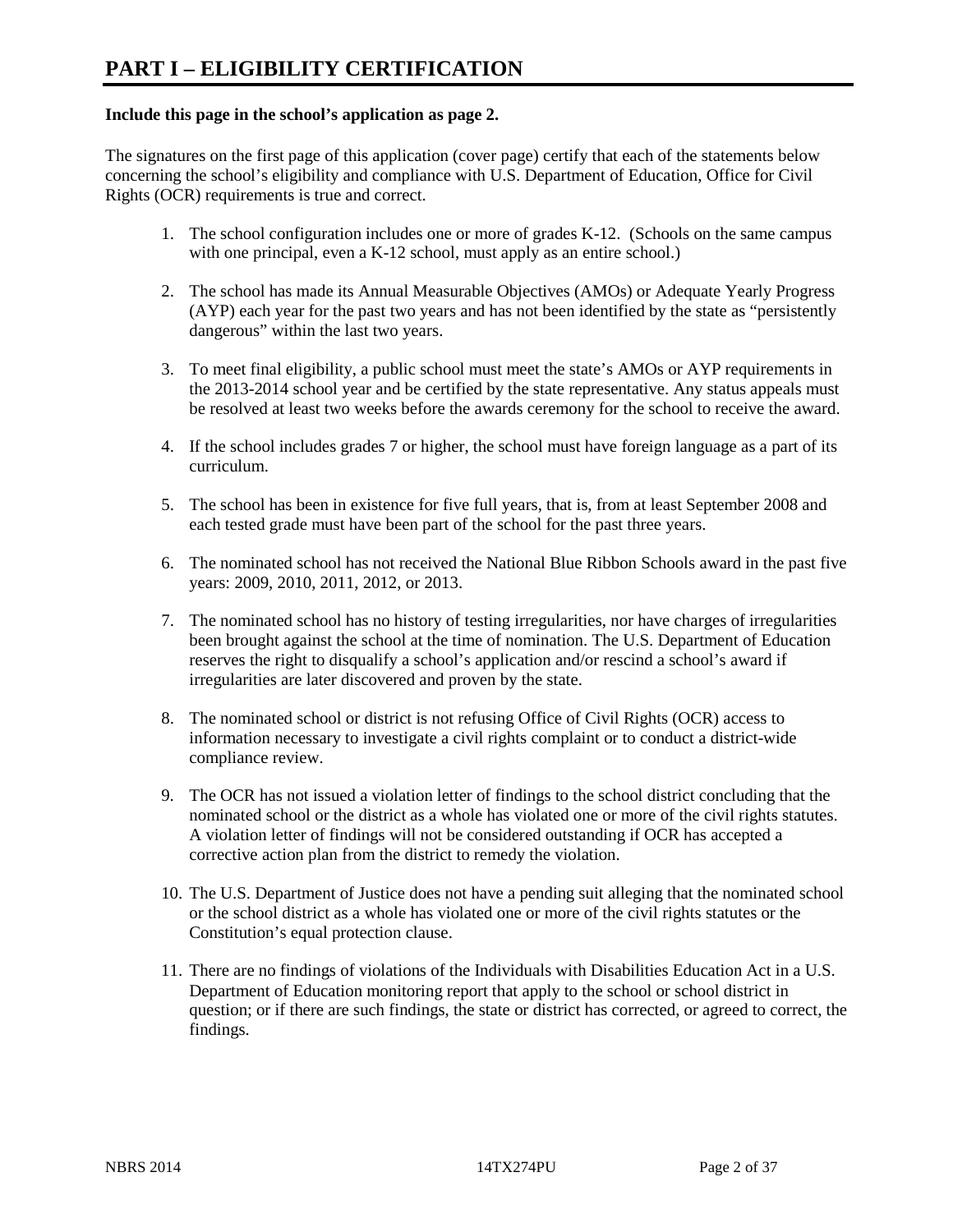# PART I – ELIGIBILITY CERTIFICATION

**Include this page in the school's application as page 2.**

The signatures on the first page of this application (cover page) certify that each of the statements below concerning the school's eligibility and compliance with U.S. Department of Education, Office for Civil Rights (OCR) requirements is true and correct.

1. The school configuration includes one or more of grades K-12. (Schools on the same campus with one principal, even a K-12 school, must apply as an entire school.)

2. The school has made its Annual Measurable Objectives (AMOs) or Adequate Yearly Progress (AYP) each year for the past two years and has not been identified by the state as "persistently dangerous" within the last two years.

3. To meet final eligibility, a public school must meet the state's AMOs or AYP requirements in the 2013-2014 school year and be certified by the state representative. Any status appeals must be resolved at least two weeks before the awards ceremony for the school to receive the award.

4. If the school includes grades 7 or higher, the school must have foreign language as a part of its curriculum.

5. The school has been in existence for five full years, that is, from at least September 2008 and each tested grade must have been part of the school for the past three years.

6. The nominated school has not received the National Blue Ribbon Schools award in the past five years: 2009, 2010, 2011, 2012, or 2013.

7. The nominated school has no history of testing irregularities, nor have charges of irregularities been brought against the school at the time of nomination. The U.S. Department of Education reserves the right to disqualify a school's application and/or rescind a school's award if irregularities are later discovered and proven by the state.

8. The nominated school or district is not refusing Office of Civil Rights (OCR) access to information necessary to investigate a civil rights complaint or to conduct a district-wide compliance review.

9. The OCR has not issued a violation letter of findings to the school district concluding that the nominated school or the district as a whole has violated one or more of the civil rights statutes. A violation letter of findings will not be considered outstanding if OCR has accepted a corrective action plan from the district to remedy the violation.

10. The U.S. Department of Justice does not have a pending suit alleging that the nominated school or the school district as a whole has violated one or more of the civil rights statutes or the Constitution's equal protection clause.

11. There are no findings of violations of the Individuals with Disabilities Education Act in a U.S. Department of Education monitoring report that apply to the school or school district in question; or if there are such findings, the state or district has corrected, or agreed to correct, the findings.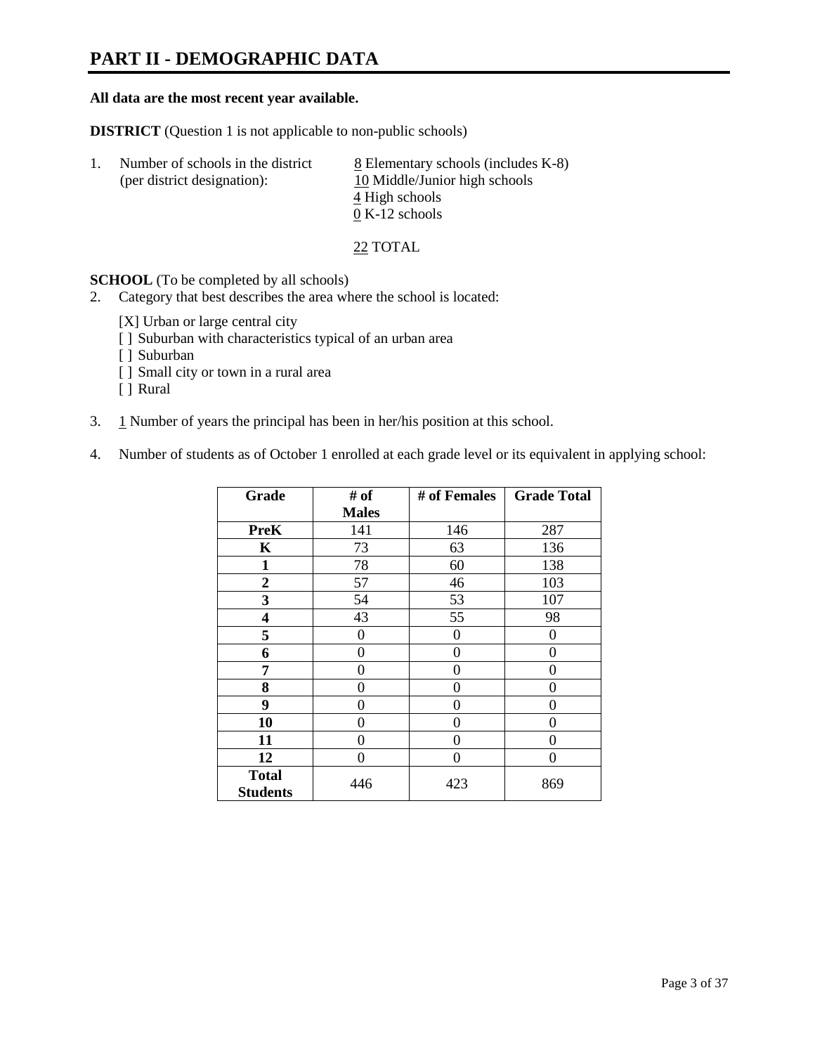# PART II - DEMOGRAPHIC DATA

**All data are the most recent year available.**

**DISTRICT** (Question 1 is not applicable to non-public schools)

1. Number of schools in the district (per district designation):
   - 8 Elementary schools (includes K-8)
   - 10 Middle/Junior high schools
   - 4 High schools
   - 0 K-12 schools

   22 TOTAL

**SCHOOL** (To be completed by all schools)

2. Category that best describes the area where the school is located:

   [X] Urban or large central city
   [ ] Suburban with characteristics typical of an urban area
   [ ] Suburban
   [ ] Small city or town in a rural area
   [ ] Rural

3. 1 Number of years the principal has been in her/his position at this school.

4. Number of students as of October 1 enrolled at each grade level or its equivalent in applying school:

| Grade | # of Males | # of Females | Grade Total |
|---|---|---|---|
| **PreK** | 141 | 146 | 287 |
| **K** | 73 | 63 | 136 |
| **1** | 78 | 60 | 138 |
| **2** | 57 | 46 | 103 |
| **3** | 54 | 53 | 107 |
| **4** | 43 | 55 | 98 |
| **5** | 0 | 0 | 0 |
| **6** | 0 | 0 | 0 |
| **7** | 0 | 0 | 0 |
| **8** | 0 | 0 | 0 |
| **9** | 0 | 0 | 0 |
| **10** | 0 | 0 | 0 |
| **11** | 0 | 0 | 0 |
| **12** | 0 | 0 | 0 |
| **Total Students** | 446 | 423 | 869 |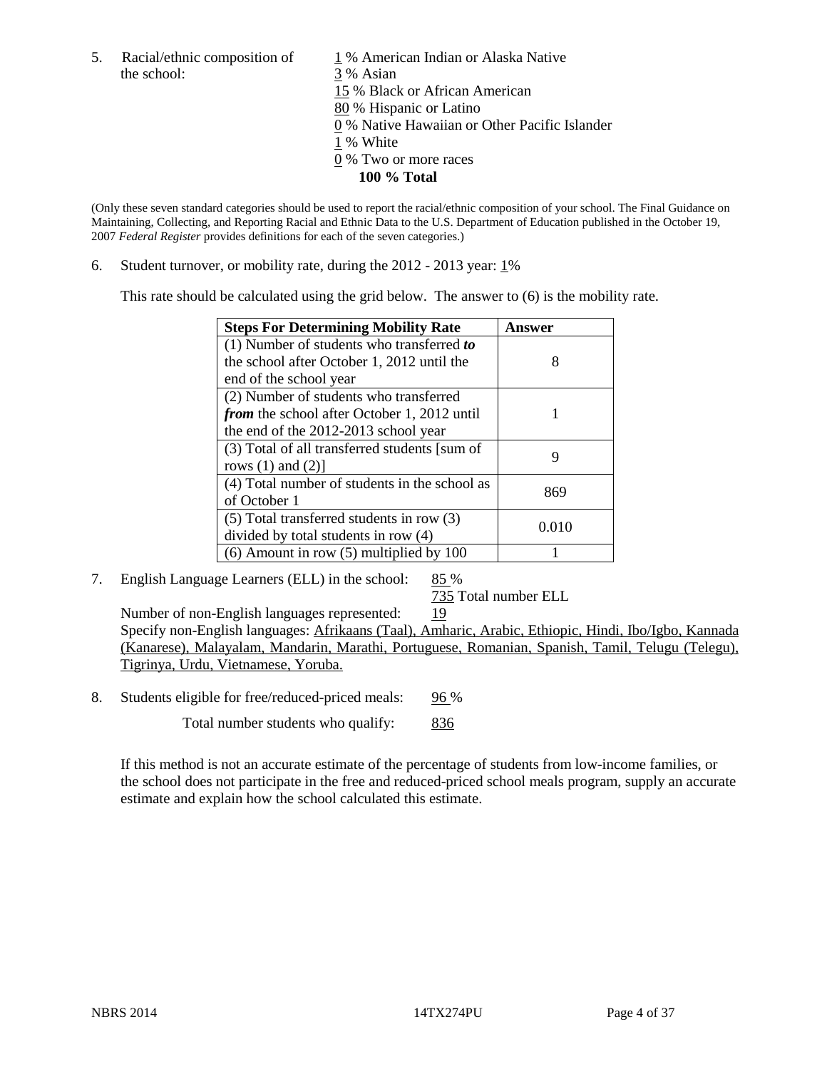5. Racial/ethnic composition of the school:

1 % American Indian or Alaska Native
3 % Asian
15 % Black or African American
80 % Hispanic or Latino
0 % Native Hawaiian or Other Pacific Islander
1 % White
0 % Two or more races
**100 % Total**

(Only these seven standard categories should be used to report the racial/ethnic composition of your school. The Final Guidance on Maintaining, Collecting, and Reporting Racial and Ethnic Data to the U.S. Department of Education published in the October 19, 2007 *Federal Register* provides definitions for each of the seven categories.)

6. Student turnover, or mobility rate, during the 2012 - 2013 year: 1%

This rate should be calculated using the grid below. The answer to (6) is the mobility rate.

| **Steps For Determining Mobility Rate** | **Answer** |
|---|---|
| (1) Number of students who transferred ***to*** the school after October 1, 2012 until the end of the school year | 8 |
| (2) Number of students who transferred ***from*** the school after October 1, 2012 until the end of the 2012-2013 school year | 1 |
| (3) Total of all transferred students [sum of rows (1) and (2)] | 9 |
| (4) Total number of students in the school as of October 1 | 869 |
| (5) Total transferred students in row (3) divided by total students in row (4) | 0.010 |
| (6) Amount in row (5) multiplied by 100 | 1 |

7. English Language Learners (ELL) in the school: 85 %
735 Total number ELL

Number of non-English languages represented: 19
Specify non-English languages: Afrikaans (Taal), Amharic, Arabic, Ethiopic, Hindi, Ibo/Igbo, Kannada (Kanarese), Malayalam, Mandarin, Marathi, Portuguese, Romanian, Spanish, Tamil, Telugu (Telegu), Tigrinya, Urdu, Vietnamese, Yoruba.

8. Students eligible for free/reduced-priced meals: 96 %

Total number students who qualify: 836

If this method is not an accurate estimate of the percentage of students from low-income families, or the school does not participate in the free and reduced-priced school meals program, supply an accurate estimate and explain how the school calculated this estimate.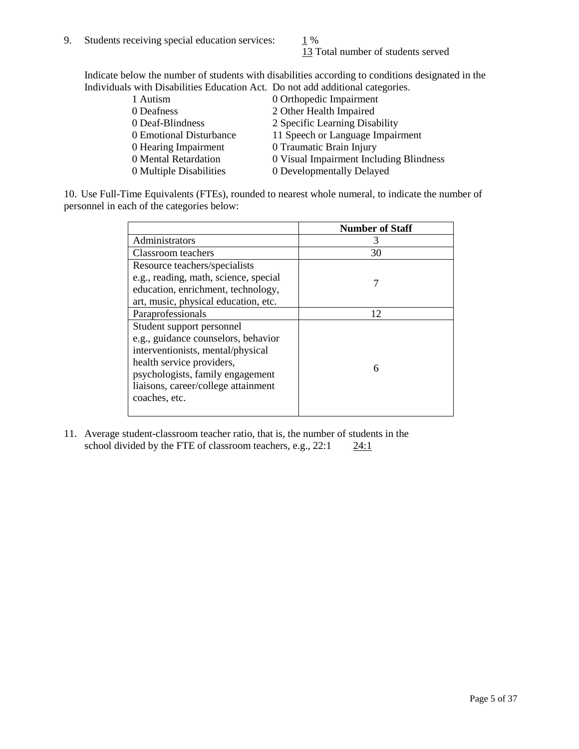9. Students receiving special education services: 1 %
   13 Total number of students served

Indicate below the number of students with disabilities according to conditions designated in the Individuals with Disabilities Education Act. Do not add additional categories.

| | |
|---|---|
| 1 Autism | 0 Orthopedic Impairment |
| 0 Deafness | 2 Other Health Impaired |
| 0 Deaf-Blindness | 2 Specific Learning Disability |
| 0 Emotional Disturbance | 11 Speech or Language Impairment |
| 0 Hearing Impairment | 0 Traumatic Brain Injury |
| 0 Mental Retardation | 0 Visual Impairment Including Blindness |
| 0 Multiple Disabilities | 0 Developmentally Delayed |

10. Use Full-Time Equivalents (FTEs), rounded to nearest whole numeral, to indicate the number of personnel in each of the categories below:

| | Number of Staff |
|---|---|
| Administrators | 3 |
| Classroom teachers | 30 |
| Resource teachers/specialists e.g., reading, math, science, special education, enrichment, technology, art, music, physical education, etc. | 7 |
| Paraprofessionals | 12 |
| Student support personnel e.g., guidance counselors, behavior interventionists, mental/physical health service providers, psychologists, family engagement liaisons, career/college attainment coaches, etc. | 6 |

11. Average student-classroom teacher ratio, that is, the number of students in the school divided by the FTE of classroom teachers, e.g., 22:1 24:1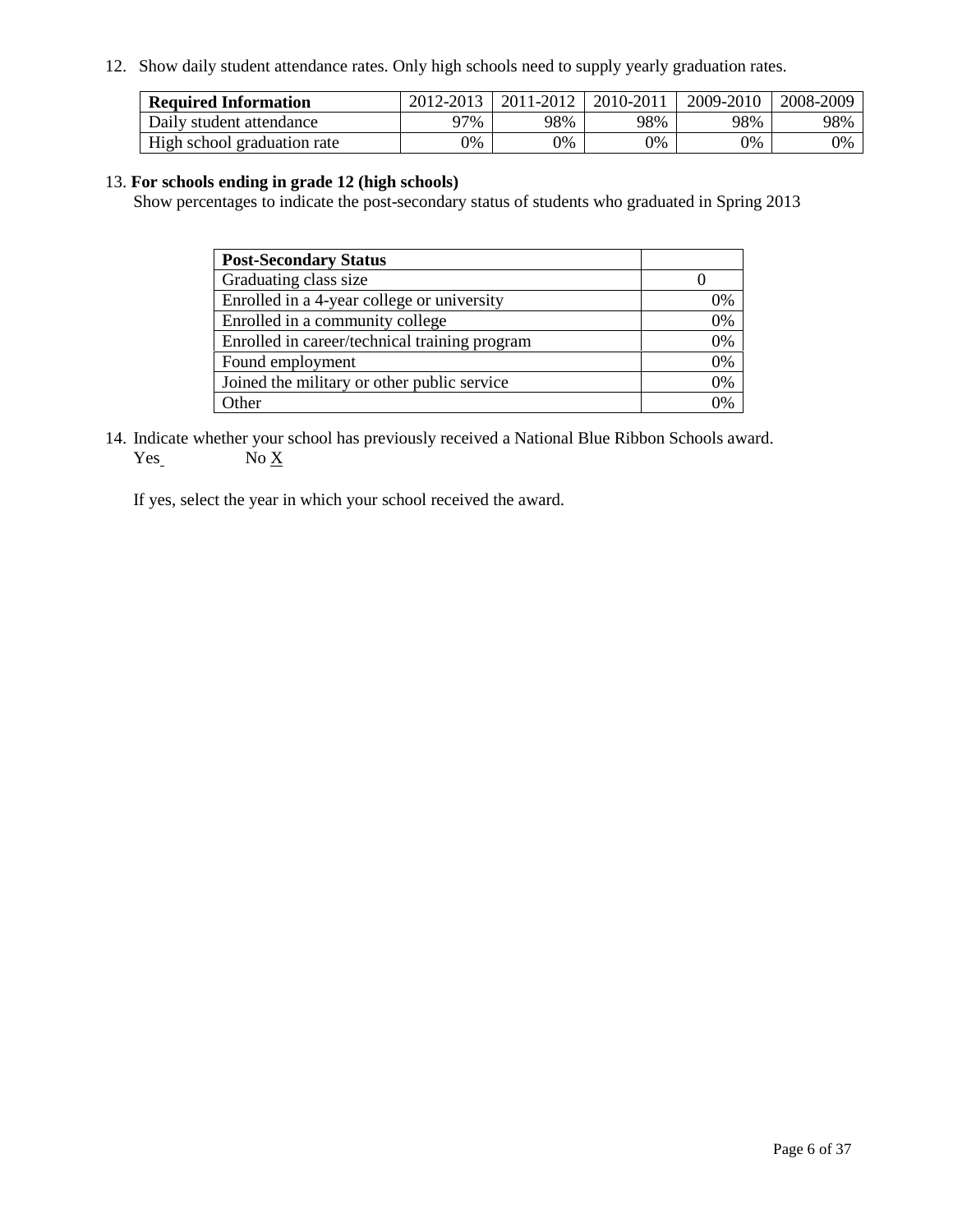12. Show daily student attendance rates. Only high schools need to supply yearly graduation rates.

| **Required Information** | 2012-2013 | 2011-2012 | 2010-2011 | 2009-2010 | 2008-2009 |
|---|---|---|---|---|---|
| Daily student attendance | 97% | 98% | 98% | 98% | 98% |
| High school graduation rate | 0% | 0% | 0% | 0% | 0% |

13. **For schools ending in grade 12 (high schools)**

Show percentages to indicate the post-secondary status of students who graduated in Spring 2013

| **Post-Secondary Status** | |
|---|---|
| Graduating class size | 0 |
| Enrolled in a 4-year college or university | 0% |
| Enrolled in a community college | 0% |
| Enrolled in career/technical training program | 0% |
| Found employment | 0% |
| Joined the military or other public service | 0% |
| Other | 0% |

14. Indicate whether your school has previously received a National Blue Ribbon Schools award.

Yes     No X

If yes, select the year in which your school received the award.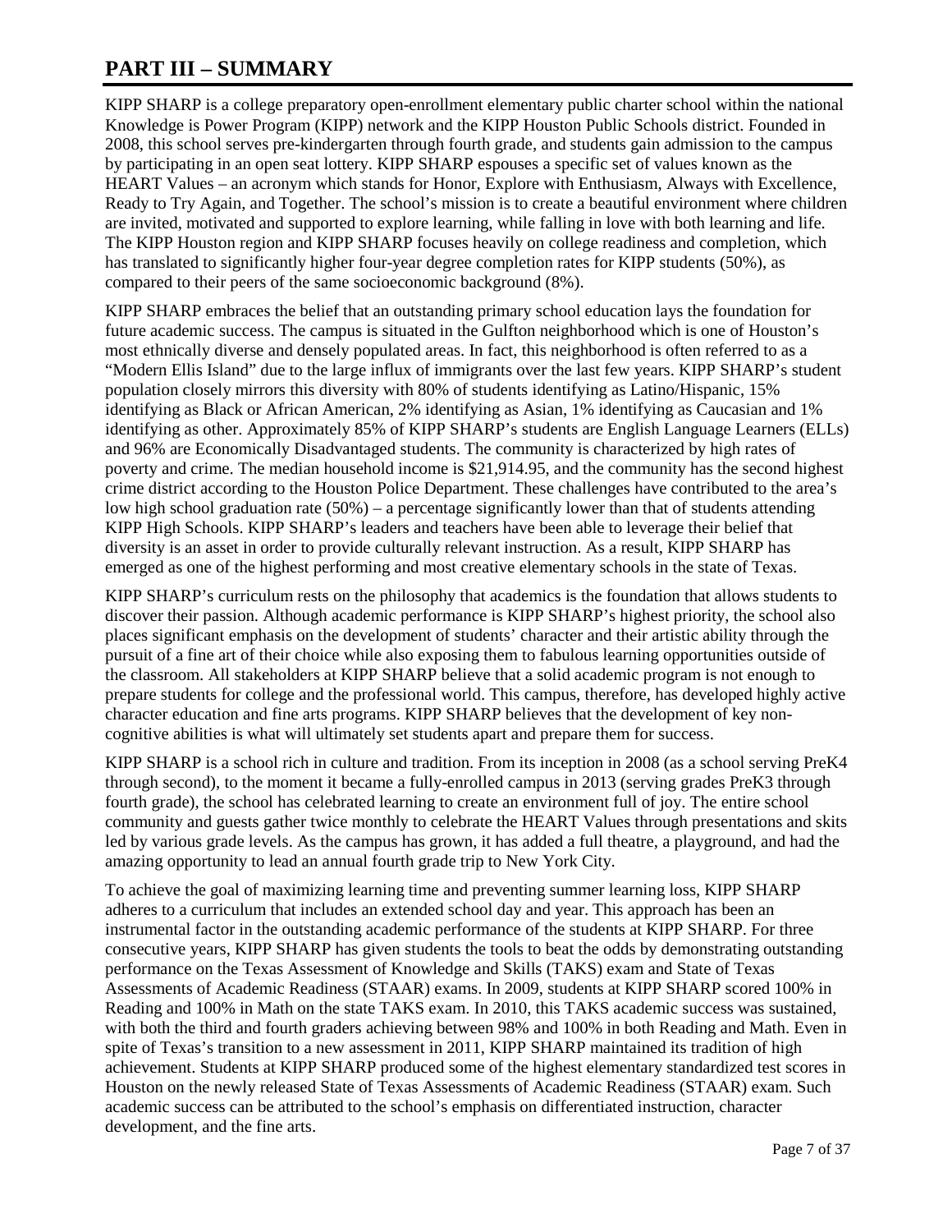# PART III – SUMMARY

KIPP SHARP is a college preparatory open-enrollment elementary public charter school within the national Knowledge is Power Program (KIPP) network and the KIPP Houston Public Schools district. Founded in 2008, this school serves pre-kindergarten through fourth grade, and students gain admission to the campus by participating in an open seat lottery. KIPP SHARP espouses a specific set of values known as the HEART Values – an acronym which stands for Honor, Explore with Enthusiasm, Always with Excellence, Ready to Try Again, and Together. The school's mission is to create a beautiful environment where children are invited, motivated and supported to explore learning, while falling in love with both learning and life. The KIPP Houston region and KIPP SHARP focuses heavily on college readiness and completion, which has translated to significantly higher four-year degree completion rates for KIPP students (50%), as compared to their peers of the same socioeconomic background (8%).

KIPP SHARP embraces the belief that an outstanding primary school education lays the foundation for future academic success. The campus is situated in the Gulfton neighborhood which is one of Houston's most ethnically diverse and densely populated areas. In fact, this neighborhood is often referred to as a "Modern Ellis Island" due to the large influx of immigrants over the last few years. KIPP SHARP's student population closely mirrors this diversity with 80% of students identifying as Latino/Hispanic, 15% identifying as Black or African American, 2% identifying as Asian, 1% identifying as Caucasian and 1% identifying as other. Approximately 85% of KIPP SHARP's students are English Language Learners (ELLs) and 96% are Economically Disadvantaged students. The community is characterized by high rates of poverty and crime. The median household income is $21,914.95, and the community has the second highest crime district according to the Houston Police Department. These challenges have contributed to the area's low high school graduation rate (50%) – a percentage significantly lower than that of students attending KIPP High Schools. KIPP SHARP's leaders and teachers have been able to leverage their belief that diversity is an asset in order to provide culturally relevant instruction. As a result, KIPP SHARP has emerged as one of the highest performing and most creative elementary schools in the state of Texas.

KIPP SHARP's curriculum rests on the philosophy that academics is the foundation that allows students to discover their passion. Although academic performance is KIPP SHARP's highest priority, the school also places significant emphasis on the development of students' character and their artistic ability through the pursuit of a fine art of their choice while also exposing them to fabulous learning opportunities outside of the classroom. All stakeholders at KIPP SHARP believe that a solid academic program is not enough to prepare students for college and the professional world. This campus, therefore, has developed highly active character education and fine arts programs. KIPP SHARP believes that the development of key non-cognitive abilities is what will ultimately set students apart and prepare them for success.

KIPP SHARP is a school rich in culture and tradition. From its inception in 2008 (as a school serving PreK4 through second), to the moment it became a fully-enrolled campus in 2013 (serving grades PreK3 through fourth grade), the school has celebrated learning to create an environment full of joy. The entire school community and guests gather twice monthly to celebrate the HEART Values through presentations and skits led by various grade levels. As the campus has grown, it has added a full theatre, a playground, and had the amazing opportunity to lead an annual fourth grade trip to New York City.

To achieve the goal of maximizing learning time and preventing summer learning loss, KIPP SHARP adheres to a curriculum that includes an extended school day and year. This approach has been an instrumental factor in the outstanding academic performance of the students at KIPP SHARP. For three consecutive years, KIPP SHARP has given students the tools to beat the odds by demonstrating outstanding performance on the Texas Assessment of Knowledge and Skills (TAKS) exam and State of Texas Assessments of Academic Readiness (STAAR) exams. In 2009, students at KIPP SHARP scored 100% in Reading and 100% in Math on the state TAKS exam. In 2010, this TAKS academic success was sustained, with both the third and fourth graders achieving between 98% and 100% in both Reading and Math. Even in spite of Texas's transition to a new assessment in 2011, KIPP SHARP maintained its tradition of high achievement. Students at KIPP SHARP produced some of the highest elementary standardized test scores in Houston on the newly released State of Texas Assessments of Academic Readiness (STAAR) exam. Such academic success can be attributed to the school's emphasis on differentiated instruction, character development, and the fine arts.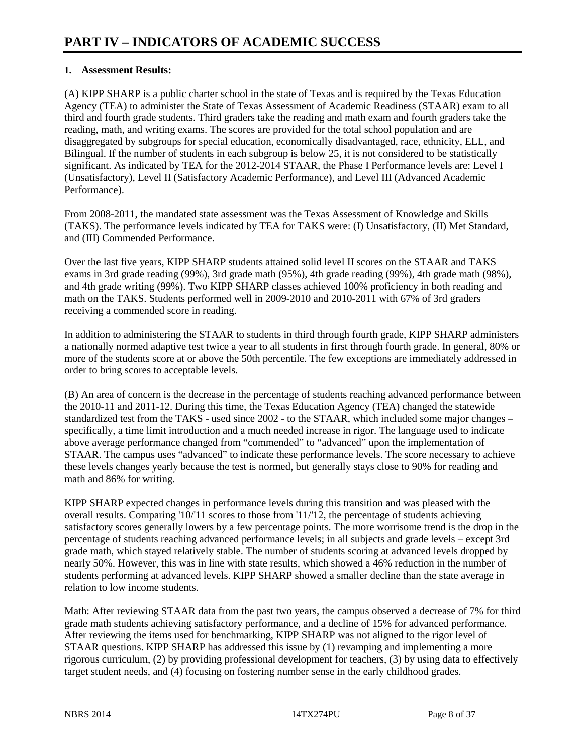# PART IV – INDICATORS OF ACADEMIC SUCCESS

**1. Assessment Results:**

(A) KIPP SHARP is a public charter school in the state of Texas and is required by the Texas Education Agency (TEA) to administer the State of Texas Assessment of Academic Readiness (STAAR) exam to all third and fourth grade students. Third graders take the reading and math exam and fourth graders take the reading, math, and writing exams. The scores are provided for the total school population and are disaggregated by subgroups for special education, economically disadvantaged, race, ethnicity, ELL, and Bilingual. If the number of students in each subgroup is below 25, it is not considered to be statistically significant. As indicated by TEA for the 2012-2014 STAAR, the Phase I Performance levels are: Level I (Unsatisfactory), Level II (Satisfactory Academic Performance), and Level III (Advanced Academic Performance).

From 2008-2011, the mandated state assessment was the Texas Assessment of Knowledge and Skills (TAKS). The performance levels indicated by TEA for TAKS were: (I) Unsatisfactory, (II) Met Standard, and (III) Commended Performance.

Over the last five years, KIPP SHARP students attained solid level II scores on the STAAR and TAKS exams in 3rd grade reading (99%), 3rd grade math (95%), 4th grade reading (99%), 4th grade math (98%), and 4th grade writing (99%). Two KIPP SHARP classes achieved 100% proficiency in both reading and math on the TAKS. Students performed well in 2009-2010 and 2010-2011 with 67% of 3rd graders receiving a commended score in reading.

In addition to administering the STAAR to students in third through fourth grade, KIPP SHARP administers a nationally normed adaptive test twice a year to all students in first through fourth grade. In general, 80% or more of the students score at or above the 50th percentile. The few exceptions are immediately addressed in order to bring scores to acceptable levels.

(B) An area of concern is the decrease in the percentage of students reaching advanced performance between the 2010-11 and 2011-12. During this time, the Texas Education Agency (TEA) changed the statewide standardized test from the TAKS - used since 2002 - to the STAAR, which included some major changes – specifically, a time limit introduction and a much needed increase in rigor. The language used to indicate above average performance changed from "commended" to "advanced" upon the implementation of STAAR. The campus uses "advanced" to indicate these performance levels. The score necessary to achieve these levels changes yearly because the test is normed, but generally stays close to 90% for reading and math and 86% for writing.

KIPP SHARP expected changes in performance levels during this transition and was pleased with the overall results. Comparing '10/'11 scores to those from '11/'12, the percentage of students achieving satisfactory scores generally lowers by a few percentage points. The more worrisome trend is the drop in the percentage of students reaching advanced performance levels; in all subjects and grade levels – except 3rd grade math, which stayed relatively stable. The number of students scoring at advanced levels dropped by nearly 50%. However, this was in line with state results, which showed a 46% reduction in the number of students performing at advanced levels. KIPP SHARP showed a smaller decline than the state average in relation to low income students.

Math: After reviewing STAAR data from the past two years, the campus observed a decrease of 7% for third grade math students achieving satisfactory performance, and a decline of 15% for advanced performance. After reviewing the items used for benchmarking, KIPP SHARP was not aligned to the rigor level of STAAR questions. KIPP SHARP has addressed this issue by (1) revamping and implementing a more rigorous curriculum, (2) by providing professional development for teachers, (3) by using data to effectively target student needs, and (4) focusing on fostering number sense in the early childhood grades.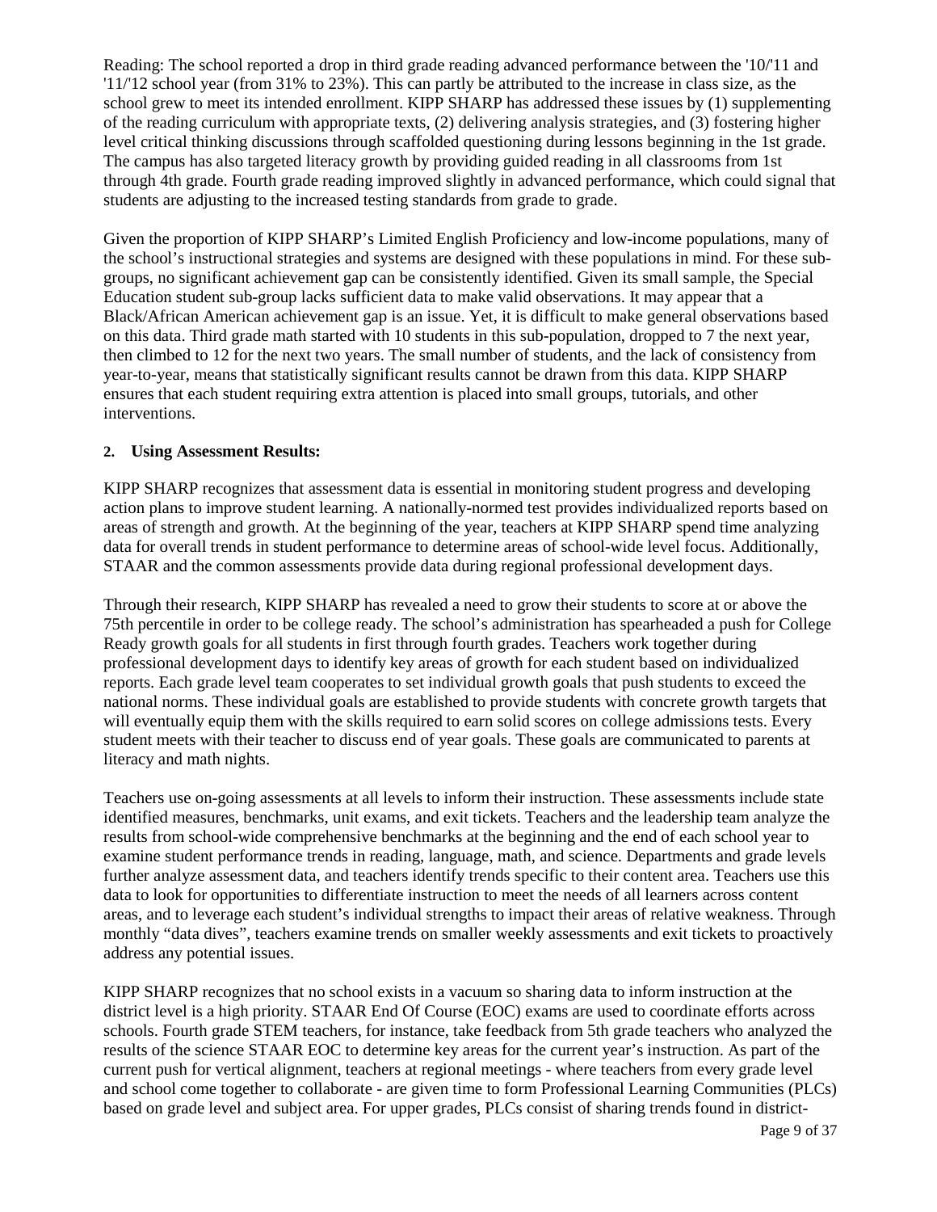Reading: The school reported a drop in third grade reading advanced performance between the '10/'11 and '11/'12 school year (from 31% to 23%). This can partly be attributed to the increase in class size, as the school grew to meet its intended enrollment. KIPP SHARP has addressed these issues by (1) supplementing of the reading curriculum with appropriate texts, (2) delivering analysis strategies, and (3) fostering higher level critical thinking discussions through scaffolded questioning during lessons beginning in the 1st grade. The campus has also targeted literacy growth by providing guided reading in all classrooms from 1st through 4th grade. Fourth grade reading improved slightly in advanced performance, which could signal that students are adjusting to the increased testing standards from grade to grade.

Given the proportion of KIPP SHARP's Limited English Proficiency and low-income populations, many of the school's instructional strategies and systems are designed with these populations in mind. For these sub-groups, no significant achievement gap can be consistently identified. Given its small sample, the Special Education student sub-group lacks sufficient data to make valid observations. It may appear that a Black/African American achievement gap is an issue. Yet, it is difficult to make general observations based on this data. Third grade math started with 10 students in this sub-population, dropped to 7 the next year, then climbed to 12 for the next two years. The small number of students, and the lack of consistency from year-to-year, means that statistically significant results cannot be drawn from this data. KIPP SHARP ensures that each student requiring extra attention is placed into small groups, tutorials, and other interventions.

**2. Using Assessment Results:**

KIPP SHARP recognizes that assessment data is essential in monitoring student progress and developing action plans to improve student learning. A nationally-normed test provides individualized reports based on areas of strength and growth. At the beginning of the year, teachers at KIPP SHARP spend time analyzing data for overall trends in student performance to determine areas of school-wide level focus. Additionally, STAAR and the common assessments provide data during regional professional development days.

Through their research, KIPP SHARP has revealed a need to grow their students to score at or above the 75th percentile in order to be college ready. The school's administration has spearheaded a push for College Ready growth goals for all students in first through fourth grades. Teachers work together during professional development days to identify key areas of growth for each student based on individualized reports. Each grade level team cooperates to set individual growth goals that push students to exceed the national norms. These individual goals are established to provide students with concrete growth targets that will eventually equip them with the skills required to earn solid scores on college admissions tests. Every student meets with their teacher to discuss end of year goals. These goals are communicated to parents at literacy and math nights.

Teachers use on-going assessments at all levels to inform their instruction. These assessments include state identified measures, benchmarks, unit exams, and exit tickets. Teachers and the leadership team analyze the results from school-wide comprehensive benchmarks at the beginning and the end of each school year to examine student performance trends in reading, language, math, and science. Departments and grade levels further analyze assessment data, and teachers identify trends specific to their content area. Teachers use this data to look for opportunities to differentiate instruction to meet the needs of all learners across content areas, and to leverage each student's individual strengths to impact their areas of relative weakness. Through monthly "data dives", teachers examine trends on smaller weekly assessments and exit tickets to proactively address any potential issues.

KIPP SHARP recognizes that no school exists in a vacuum so sharing data to inform instruction at the district level is a high priority. STAAR End Of Course (EOC) exams are used to coordinate efforts across schools. Fourth grade STEM teachers, for instance, take feedback from 5th grade teachers who analyzed the results of the science STAAR EOC to determine key areas for the current year's instruction. As part of the current push for vertical alignment, teachers at regional meetings - where teachers from every grade level and school come together to collaborate - are given time to form Professional Learning Communities (PLCs) based on grade level and subject area. For upper grades, PLCs consist of sharing trends found in district-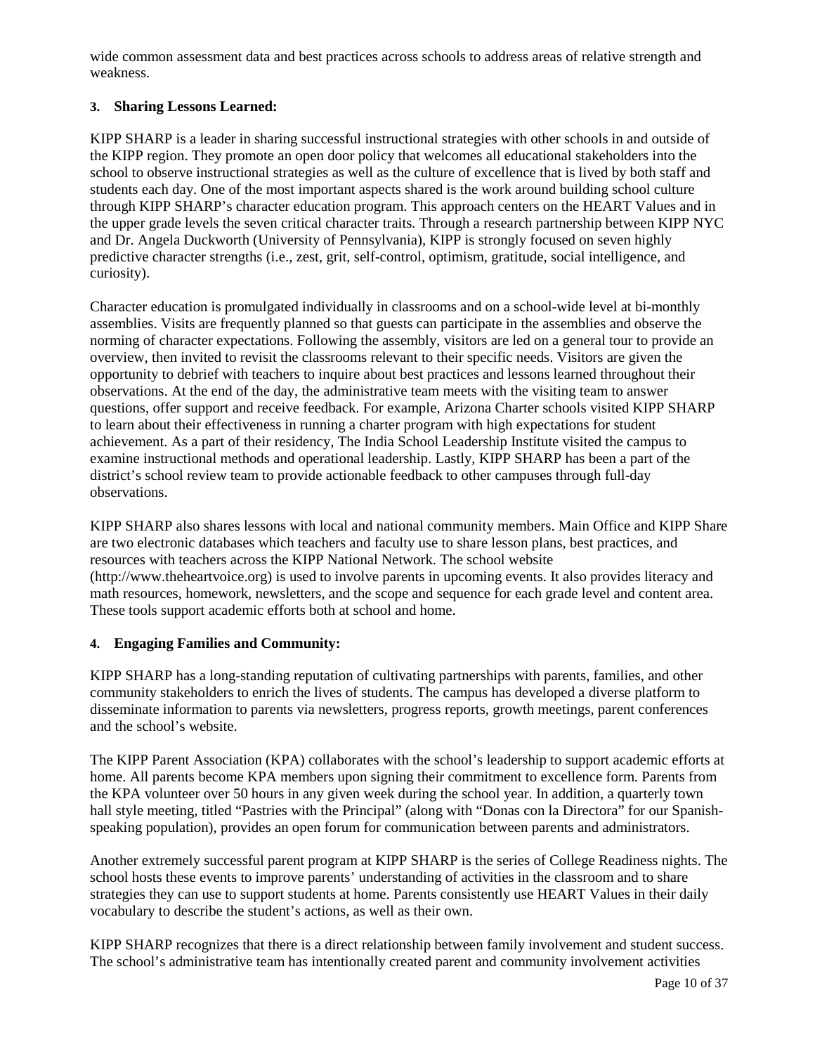wide common assessment data and best practices across schools to address areas of relative strength and weakness.

### 3. Sharing Lessons Learned:

KIPP SHARP is a leader in sharing successful instructional strategies with other schools in and outside of the KIPP region. They promote an open door policy that welcomes all educational stakeholders into the school to observe instructional strategies as well as the culture of excellence that is lived by both staff and students each day. One of the most important aspects shared is the work around building school culture through KIPP SHARP's character education program. This approach centers on the HEART Values and in the upper grade levels the seven critical character traits. Through a research partnership between KIPP NYC and Dr. Angela Duckworth (University of Pennsylvania), KIPP is strongly focused on seven highly predictive character strengths (i.e., zest, grit, self-control, optimism, gratitude, social intelligence, and curiosity).

Character education is promulgated individually in classrooms and on a school-wide level at bi-monthly assemblies. Visits are frequently planned so that guests can participate in the assemblies and observe the norming of character expectations. Following the assembly, visitors are led on a general tour to provide an overview, then invited to revisit the classrooms relevant to their specific needs. Visitors are given the opportunity to debrief with teachers to inquire about best practices and lessons learned throughout their observations. At the end of the day, the administrative team meets with the visiting team to answer questions, offer support and receive feedback. For example, Arizona Charter schools visited KIPP SHARP to learn about their effectiveness in running a charter program with high expectations for student achievement. As a part of their residency, The India School Leadership Institute visited the campus to examine instructional methods and operational leadership. Lastly, KIPP SHARP has been a part of the district's school review team to provide actionable feedback to other campuses through full-day observations.

KIPP SHARP also shares lessons with local and national community members. Main Office and KIPP Share are two electronic databases which teachers and faculty use to share lesson plans, best practices, and resources with teachers across the KIPP National Network. The school website (http://www.theheartvoice.org) is used to involve parents in upcoming events. It also provides literacy and math resources, homework, newsletters, and the scope and sequence for each grade level and content area. These tools support academic efforts both at school and home.

### 4. Engaging Families and Community:

KIPP SHARP has a long-standing reputation of cultivating partnerships with parents, families, and other community stakeholders to enrich the lives of students. The campus has developed a diverse platform to disseminate information to parents via newsletters, progress reports, growth meetings, parent conferences and the school's website.

The KIPP Parent Association (KPA) collaborates with the school's leadership to support academic efforts at home. All parents become KPA members upon signing their commitment to excellence form. Parents from the KPA volunteer over 50 hours in any given week during the school year. In addition, a quarterly town hall style meeting, titled "Pastries with the Principal" (along with "Donas con la Directora" for our Spanish-speaking population), provides an open forum for communication between parents and administrators.

Another extremely successful parent program at KIPP SHARP is the series of College Readiness nights. The school hosts these events to improve parents' understanding of activities in the classroom and to share strategies they can use to support students at home. Parents consistently use HEART Values in their daily vocabulary to describe the student's actions, as well as their own.

KIPP SHARP recognizes that there is a direct relationship between family involvement and student success. The school's administrative team has intentionally created parent and community involvement activities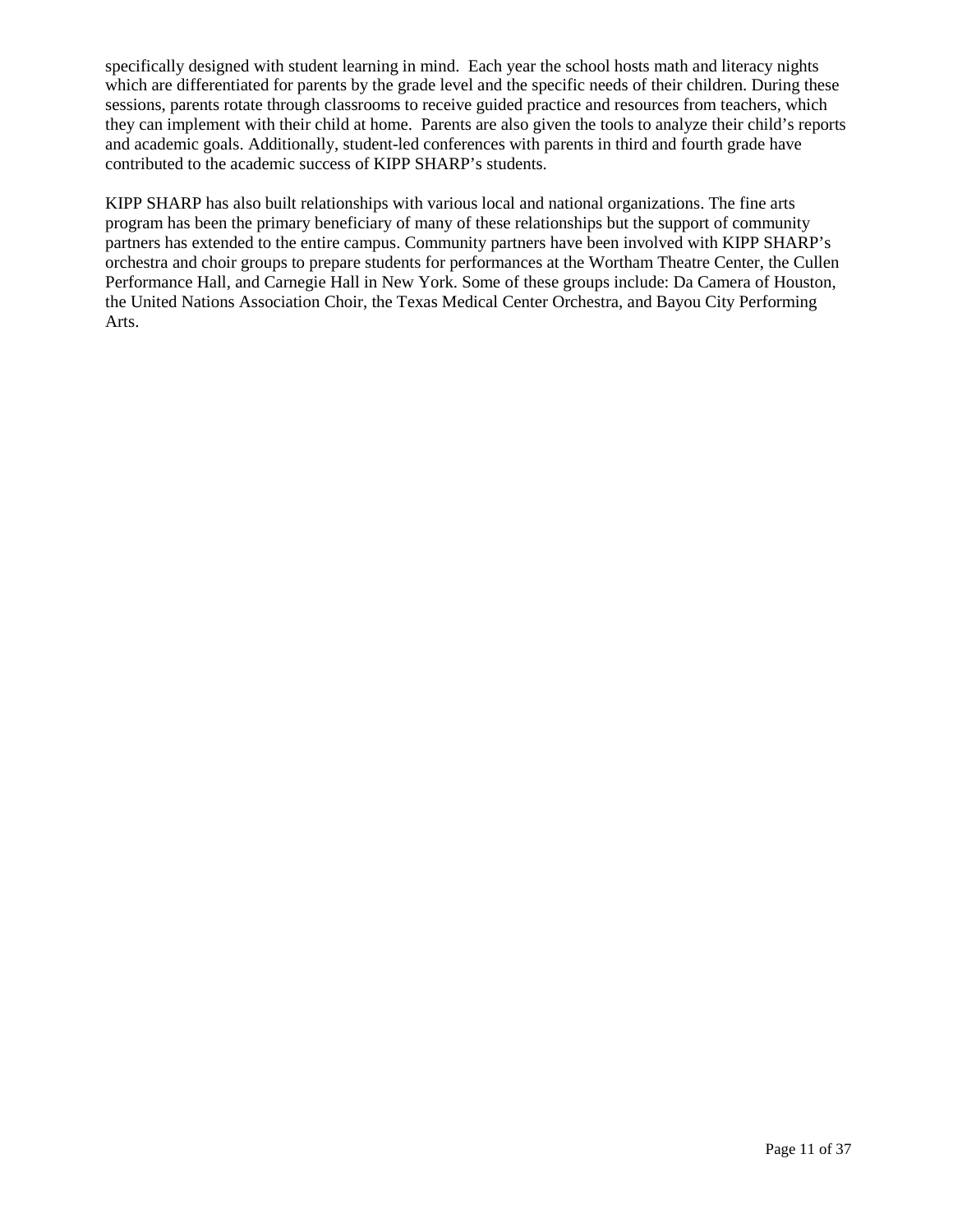specifically designed with student learning in mind. Each year the school hosts math and literacy nights which are differentiated for parents by the grade level and the specific needs of their children. During these sessions, parents rotate through classrooms to receive guided practice and resources from teachers, which they can implement with their child at home. Parents are also given the tools to analyze their child's reports and academic goals. Additionally, student-led conferences with parents in third and fourth grade have contributed to the academic success of KIPP SHARP's students.

KIPP SHARP has also built relationships with various local and national organizations. The fine arts program has been the primary beneficiary of many of these relationships but the support of community partners has extended to the entire campus. Community partners have been involved with KIPP SHARP's orchestra and choir groups to prepare students for performances at the Wortham Theatre Center, the Cullen Performance Hall, and Carnegie Hall in New York. Some of these groups include: Da Camera of Houston, the United Nations Association Choir, the Texas Medical Center Orchestra, and Bayou City Performing Arts.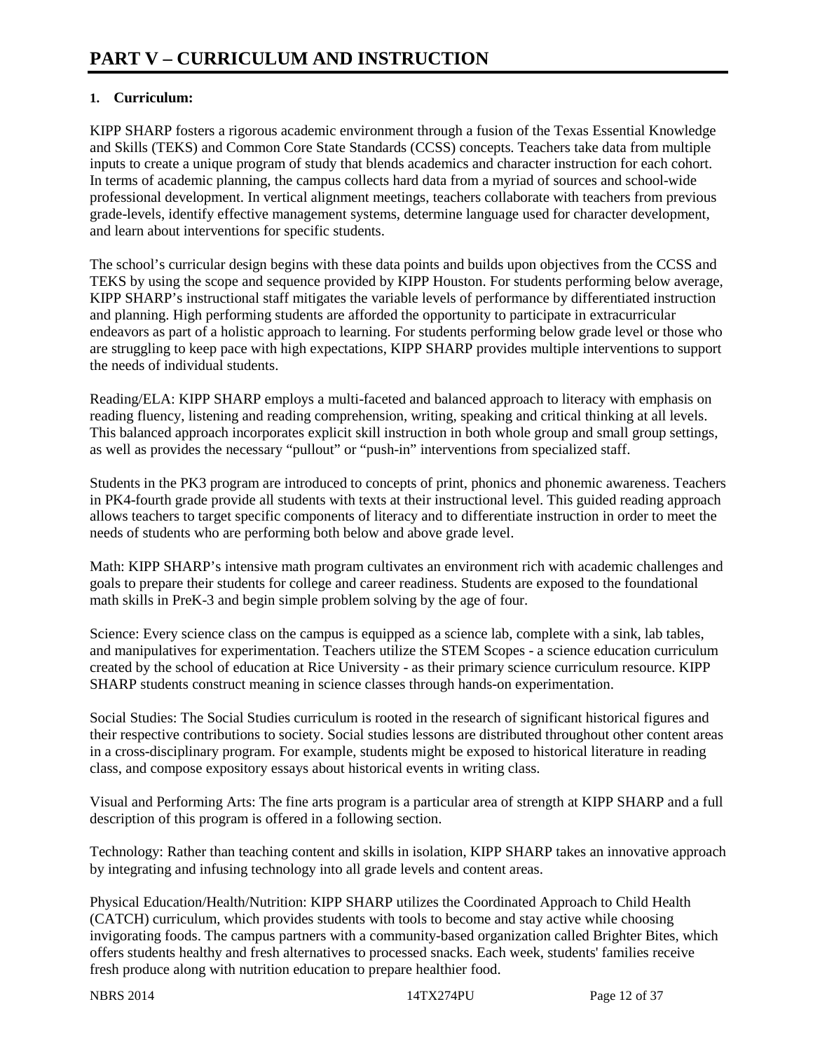# PART V – CURRICULUM AND INSTRUCTION

**1. Curriculum:**

KIPP SHARP fosters a rigorous academic environment through a fusion of the Texas Essential Knowledge and Skills (TEKS) and Common Core State Standards (CCSS) concepts. Teachers take data from multiple inputs to create a unique program of study that blends academics and character instruction for each cohort. In terms of academic planning, the campus collects hard data from a myriad of sources and school-wide professional development. In vertical alignment meetings, teachers collaborate with teachers from previous grade-levels, identify effective management systems, determine language used for character development, and learn about interventions for specific students.

The school's curricular design begins with these data points and builds upon objectives from the CCSS and TEKS by using the scope and sequence provided by KIPP Houston. For students performing below average, KIPP SHARP's instructional staff mitigates the variable levels of performance by differentiated instruction and planning. High performing students are afforded the opportunity to participate in extracurricular endeavors as part of a holistic approach to learning. For students performing below grade level or those who are struggling to keep pace with high expectations, KIPP SHARP provides multiple interventions to support the needs of individual students.

Reading/ELA: KIPP SHARP employs a multi-faceted and balanced approach to literacy with emphasis on reading fluency, listening and reading comprehension, writing, speaking and critical thinking at all levels. This balanced approach incorporates explicit skill instruction in both whole group and small group settings, as well as provides the necessary "pullout" or "push-in" interventions from specialized staff.

Students in the PK3 program are introduced to concepts of print, phonics and phonemic awareness. Teachers in PK4-fourth grade provide all students with texts at their instructional level. This guided reading approach allows teachers to target specific components of literacy and to differentiate instruction in order to meet the needs of students who are performing both below and above grade level.

Math: KIPP SHARP's intensive math program cultivates an environment rich with academic challenges and goals to prepare their students for college and career readiness. Students are exposed to the foundational math skills in PreK-3 and begin simple problem solving by the age of four.

Science: Every science class on the campus is equipped as a science lab, complete with a sink, lab tables, and manipulatives for experimentation. Teachers utilize the STEM Scopes - a science education curriculum created by the school of education at Rice University - as their primary science curriculum resource. KIPP SHARP students construct meaning in science classes through hands-on experimentation.

Social Studies: The Social Studies curriculum is rooted in the research of significant historical figures and their respective contributions to society. Social studies lessons are distributed throughout other content areas in a cross-disciplinary program. For example, students might be exposed to historical literature in reading class, and compose expository essays about historical events in writing class.

Visual and Performing Arts: The fine arts program is a particular area of strength at KIPP SHARP and a full description of this program is offered in a following section.

Technology: Rather than teaching content and skills in isolation, KIPP SHARP takes an innovative approach by integrating and infusing technology into all grade levels and content areas.

Physical Education/Health/Nutrition: KIPP SHARP utilizes the Coordinated Approach to Child Health (CATCH) curriculum, which provides students with tools to become and stay active while choosing invigorating foods. The campus partners with a community-based organization called Brighter Bites, which offers students healthy and fresh alternatives to processed snacks. Each week, students' families receive fresh produce along with nutrition education to prepare healthier food.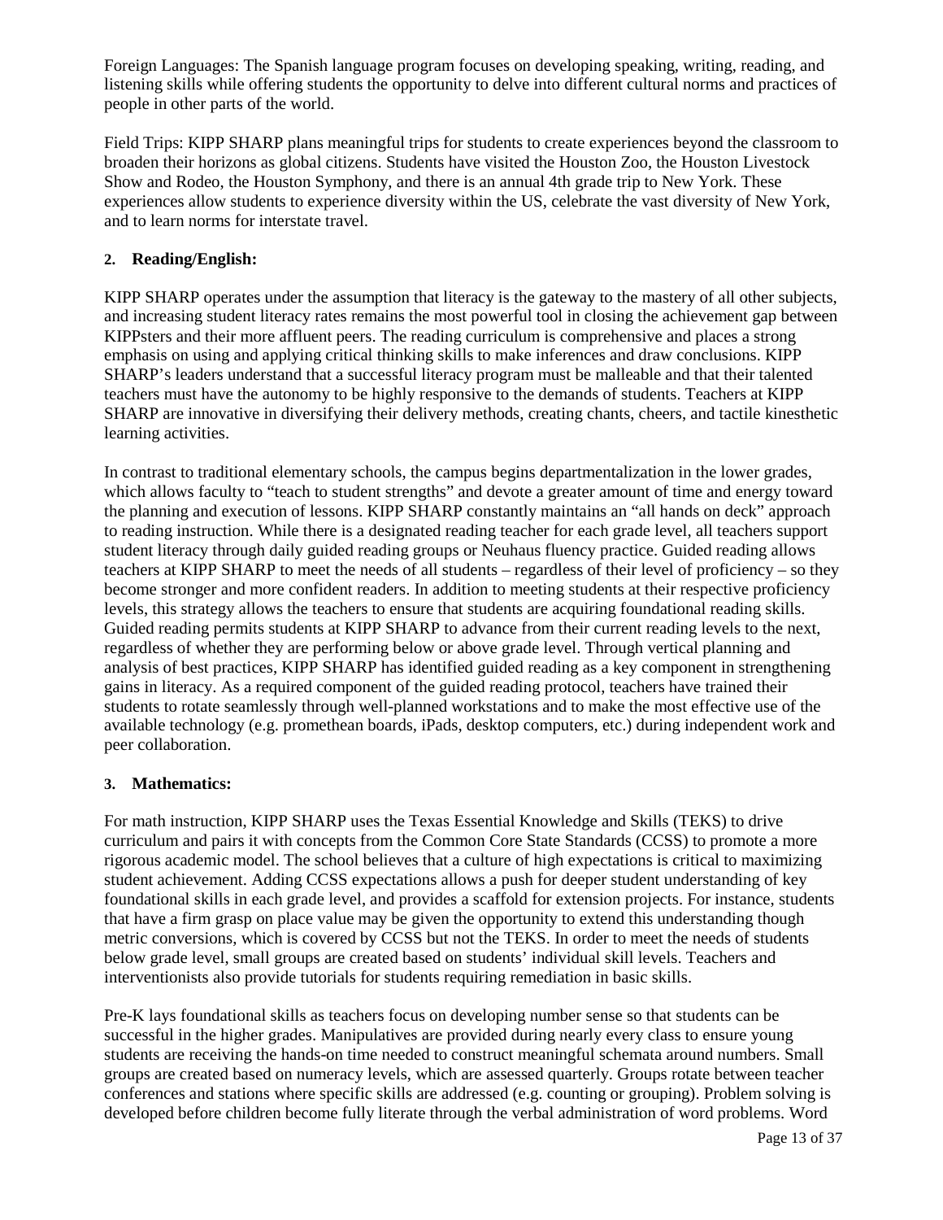Foreign Languages: The Spanish language program focuses on developing speaking, writing, reading, and listening skills while offering students the opportunity to delve into different cultural norms and practices of people in other parts of the world.

Field Trips: KIPP SHARP plans meaningful trips for students to create experiences beyond the classroom to broaden their horizons as global citizens. Students have visited the Houston Zoo, the Houston Livestock Show and Rodeo, the Houston Symphony, and there is an annual 4th grade trip to New York. These experiences allow students to experience diversity within the US, celebrate the vast diversity of New York, and to learn norms for interstate travel.

**2. Reading/English:**

KIPP SHARP operates under the assumption that literacy is the gateway to the mastery of all other subjects, and increasing student literacy rates remains the most powerful tool in closing the achievement gap between KIPPsters and their more affluent peers. The reading curriculum is comprehensive and places a strong emphasis on using and applying critical thinking skills to make inferences and draw conclusions. KIPP SHARP's leaders understand that a successful literacy program must be malleable and that their talented teachers must have the autonomy to be highly responsive to the demands of students. Teachers at KIPP SHARP are innovative in diversifying their delivery methods, creating chants, cheers, and tactile kinesthetic learning activities.

In contrast to traditional elementary schools, the campus begins departmentalization in the lower grades, which allows faculty to "teach to student strengths" and devote a greater amount of time and energy toward the planning and execution of lessons. KIPP SHARP constantly maintains an "all hands on deck" approach to reading instruction. While there is a designated reading teacher for each grade level, all teachers support student literacy through daily guided reading groups or Neuhaus fluency practice. Guided reading allows teachers at KIPP SHARP to meet the needs of all students – regardless of their level of proficiency – so they become stronger and more confident readers. In addition to meeting students at their respective proficiency levels, this strategy allows the teachers to ensure that students are acquiring foundational reading skills. Guided reading permits students at KIPP SHARP to advance from their current reading levels to the next, regardless of whether they are performing below or above grade level. Through vertical planning and analysis of best practices, KIPP SHARP has identified guided reading as a key component in strengthening gains in literacy. As a required component of the guided reading protocol, teachers have trained their students to rotate seamlessly through well-planned workstations and to make the most effective use of the available technology (e.g. promethean boards, iPads, desktop computers, etc.) during independent work and peer collaboration.

**3. Mathematics:**

For math instruction, KIPP SHARP uses the Texas Essential Knowledge and Skills (TEKS) to drive curriculum and pairs it with concepts from the Common Core State Standards (CCSS) to promote a more rigorous academic model. The school believes that a culture of high expectations is critical to maximizing student achievement. Adding CCSS expectations allows a push for deeper student understanding of key foundational skills in each grade level, and provides a scaffold for extension projects. For instance, students that have a firm grasp on place value may be given the opportunity to extend this understanding though metric conversions, which is covered by CCSS but not the TEKS. In order to meet the needs of students below grade level, small groups are created based on students' individual skill levels. Teachers and interventionists also provide tutorials for students requiring remediation in basic skills.

Pre-K lays foundational skills as teachers focus on developing number sense so that students can be successful in the higher grades. Manipulatives are provided during nearly every class to ensure young students are receiving the hands-on time needed to construct meaningful schemata around numbers. Small groups are created based on numeracy levels, which are assessed quarterly. Groups rotate between teacher conferences and stations where specific skills are addressed (e.g. counting or grouping). Problem solving is developed before children become fully literate through the verbal administration of word problems. Word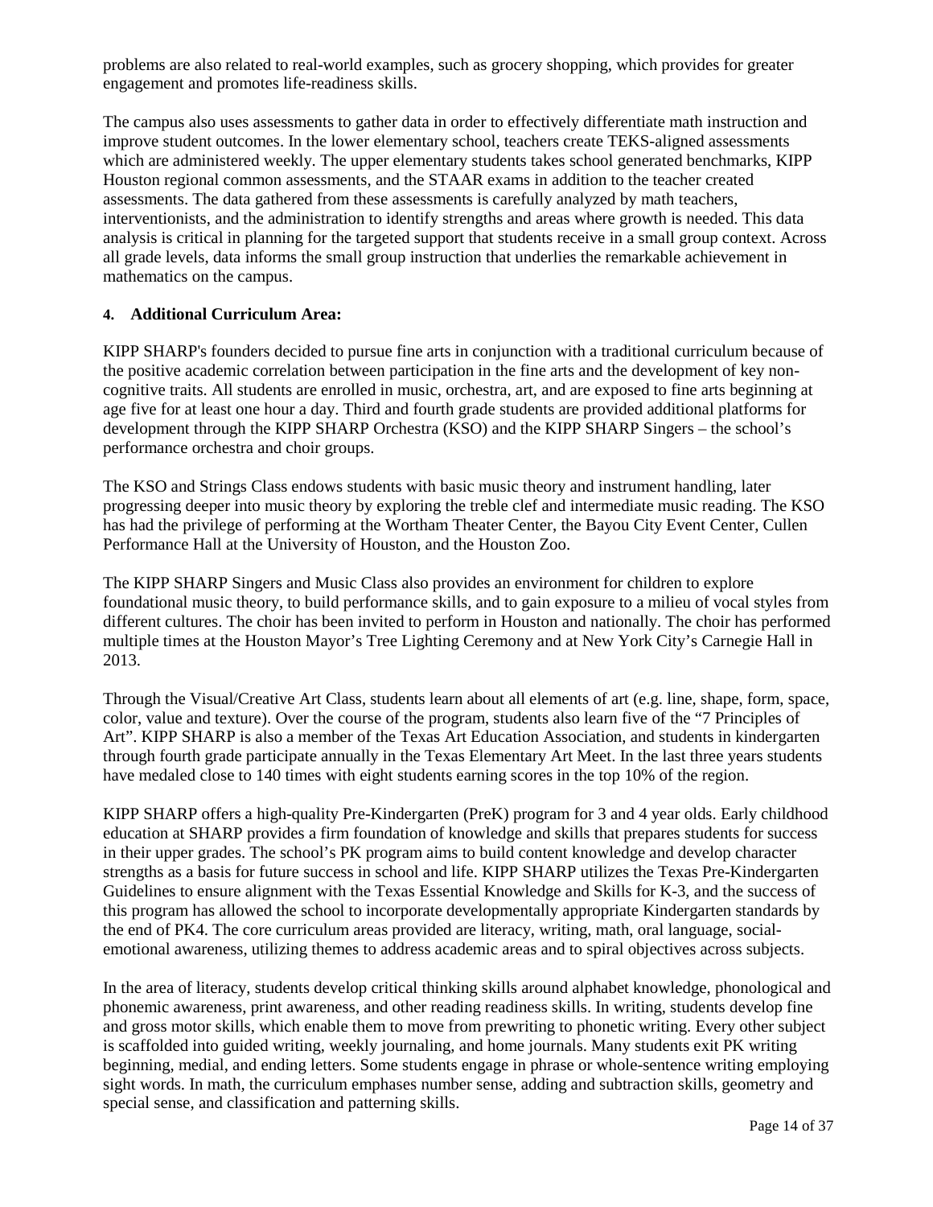problems are also related to real-world examples, such as grocery shopping, which provides for greater engagement and promotes life-readiness skills.

The campus also uses assessments to gather data in order to effectively differentiate math instruction and improve student outcomes. In the lower elementary school, teachers create TEKS-aligned assessments which are administered weekly. The upper elementary students takes school generated benchmarks, KIPP Houston regional common assessments, and the STAAR exams in addition to the teacher created assessments. The data gathered from these assessments is carefully analyzed by math teachers, interventionists, and the administration to identify strengths and areas where growth is needed. This data analysis is critical in planning for the targeted support that students receive in a small group context. Across all grade levels, data informs the small group instruction that underlies the remarkable achievement in mathematics on the campus.

**4. Additional Curriculum Area:**

KIPP SHARP's founders decided to pursue fine arts in conjunction with a traditional curriculum because of the positive academic correlation between participation in the fine arts and the development of key non-cognitive traits. All students are enrolled in music, orchestra, art, and are exposed to fine arts beginning at age five for at least one hour a day. Third and fourth grade students are provided additional platforms for development through the KIPP SHARP Orchestra (KSO) and the KIPP SHARP Singers – the school's performance orchestra and choir groups.

The KSO and Strings Class endows students with basic music theory and instrument handling, later progressing deeper into music theory by exploring the treble clef and intermediate music reading. The KSO has had the privilege of performing at the Wortham Theater Center, the Bayou City Event Center, Cullen Performance Hall at the University of Houston, and the Houston Zoo.

The KIPP SHARP Singers and Music Class also provides an environment for children to explore foundational music theory, to build performance skills, and to gain exposure to a milieu of vocal styles from different cultures. The choir has been invited to perform in Houston and nationally. The choir has performed multiple times at the Houston Mayor's Tree Lighting Ceremony and at New York City's Carnegie Hall in 2013.

Through the Visual/Creative Art Class, students learn about all elements of art (e.g. line, shape, form, space, color, value and texture). Over the course of the program, students also learn five of the "7 Principles of Art". KIPP SHARP is also a member of the Texas Art Education Association, and students in kindergarten through fourth grade participate annually in the Texas Elementary Art Meet. In the last three years students have medaled close to 140 times with eight students earning scores in the top 10% of the region.

KIPP SHARP offers a high-quality Pre-Kindergarten (PreK) program for 3 and 4 year olds. Early childhood education at SHARP provides a firm foundation of knowledge and skills that prepares students for success in their upper grades. The school's PK program aims to build content knowledge and develop character strengths as a basis for future success in school and life. KIPP SHARP utilizes the Texas Pre-Kindergarten Guidelines to ensure alignment with the Texas Essential Knowledge and Skills for K-3, and the success of this program has allowed the school to incorporate developmentally appropriate Kindergarten standards by the end of PK4. The core curriculum areas provided are literacy, writing, math, oral language, social-emotional awareness, utilizing themes to address academic areas and to spiral objectives across subjects.

In the area of literacy, students develop critical thinking skills around alphabet knowledge, phonological and phonemic awareness, print awareness, and other reading readiness skills. In writing, students develop fine and gross motor skills, which enable them to move from prewriting to phonetic writing. Every other subject is scaffolded into guided writing, weekly journaling, and home journals. Many students exit PK writing beginning, medial, and ending letters. Some students engage in phrase or whole-sentence writing employing sight words. In math, the curriculum emphases number sense, adding and subtraction skills, geometry and special sense, and classification and patterning skills.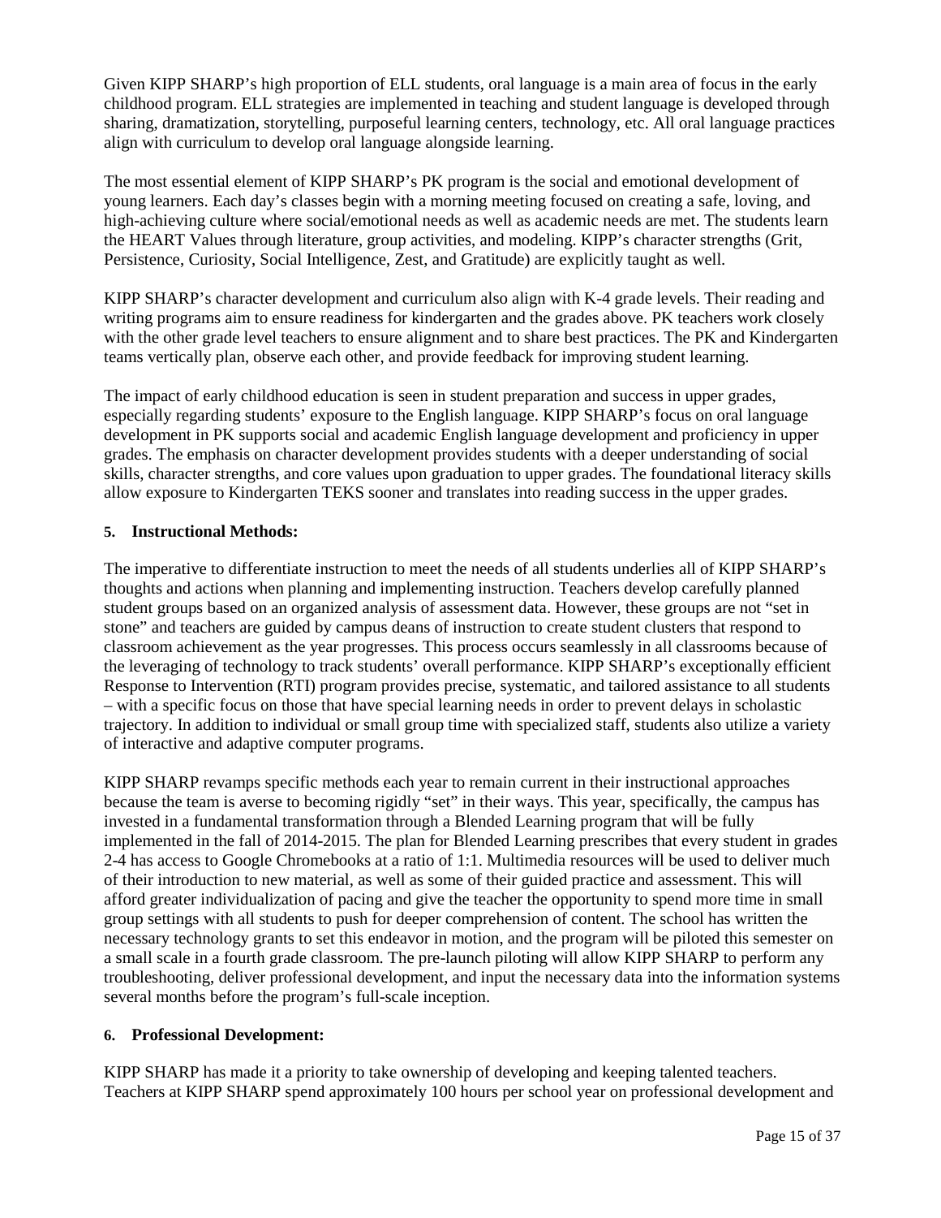Given KIPP SHARP's high proportion of ELL students, oral language is a main area of focus in the early childhood program. ELL strategies are implemented in teaching and student language is developed through sharing, dramatization, storytelling, purposeful learning centers, technology, etc. All oral language practices align with curriculum to develop oral language alongside learning.

The most essential element of KIPP SHARP's PK program is the social and emotional development of young learners. Each day's classes begin with a morning meeting focused on creating a safe, loving, and high-achieving culture where social/emotional needs as well as academic needs are met. The students learn the HEART Values through literature, group activities, and modeling. KIPP's character strengths (Grit, Persistence, Curiosity, Social Intelligence, Zest, and Gratitude) are explicitly taught as well.

KIPP SHARP's character development and curriculum also align with K-4 grade levels. Their reading and writing programs aim to ensure readiness for kindergarten and the grades above. PK teachers work closely with the other grade level teachers to ensure alignment and to share best practices. The PK and Kindergarten teams vertically plan, observe each other, and provide feedback for improving student learning.

The impact of early childhood education is seen in student preparation and success in upper grades, especially regarding students' exposure to the English language. KIPP SHARP's focus on oral language development in PK supports social and academic English language development and proficiency in upper grades. The emphasis on character development provides students with a deeper understanding of social skills, character strengths, and core values upon graduation to upper grades. The foundational literacy skills allow exposure to Kindergarten TEKS sooner and translates into reading success in the upper grades.

### 5. Instructional Methods:

The imperative to differentiate instruction to meet the needs of all students underlies all of KIPP SHARP's thoughts and actions when planning and implementing instruction. Teachers develop carefully planned student groups based on an organized analysis of assessment data. However, these groups are not "set in stone" and teachers are guided by campus deans of instruction to create student clusters that respond to classroom achievement as the year progresses. This process occurs seamlessly in all classrooms because of the leveraging of technology to track students' overall performance. KIPP SHARP's exceptionally efficient Response to Intervention (RTI) program provides precise, systematic, and tailored assistance to all students – with a specific focus on those that have special learning needs in order to prevent delays in scholastic trajectory. In addition to individual or small group time with specialized staff, students also utilize a variety of interactive and adaptive computer programs.

KIPP SHARP revamps specific methods each year to remain current in their instructional approaches because the team is averse to becoming rigidly "set" in their ways. This year, specifically, the campus has invested in a fundamental transformation through a Blended Learning program that will be fully implemented in the fall of 2014-2015. The plan for Blended Learning prescribes that every student in grades 2-4 has access to Google Chromebooks at a ratio of 1:1. Multimedia resources will be used to deliver much of their introduction to new material, as well as some of their guided practice and assessment. This will afford greater individualization of pacing and give the teacher the opportunity to spend more time in small group settings with all students to push for deeper comprehension of content. The school has written the necessary technology grants to set this endeavor in motion, and the program will be piloted this semester on a small scale in a fourth grade classroom. The pre-launch piloting will allow KIPP SHARP to perform any troubleshooting, deliver professional development, and input the necessary data into the information systems several months before the program's full-scale inception.

### 6. Professional Development:

KIPP SHARP has made it a priority to take ownership of developing and keeping talented teachers. Teachers at KIPP SHARP spend approximately 100 hours per school year on professional development and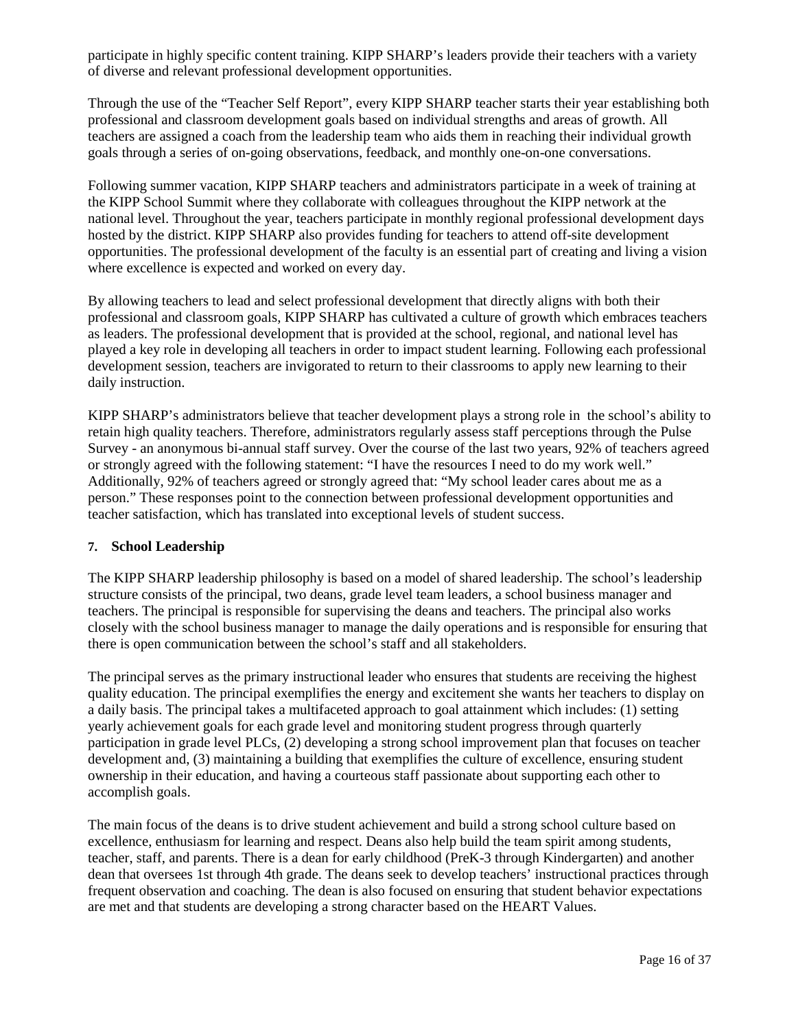participate in highly specific content training. KIPP SHARP's leaders provide their teachers with a variety of diverse and relevant professional development opportunities.

Through the use of the "Teacher Self Report", every KIPP SHARP teacher starts their year establishing both professional and classroom development goals based on individual strengths and areas of growth. All teachers are assigned a coach from the leadership team who aids them in reaching their individual growth goals through a series of on-going observations, feedback, and monthly one-on-one conversations.

Following summer vacation, KIPP SHARP teachers and administrators participate in a week of training at the KIPP School Summit where they collaborate with colleagues throughout the KIPP network at the national level. Throughout the year, teachers participate in monthly regional professional development days hosted by the district. KIPP SHARP also provides funding for teachers to attend off-site development opportunities. The professional development of the faculty is an essential part of creating and living a vision where excellence is expected and worked on every day.

By allowing teachers to lead and select professional development that directly aligns with both their professional and classroom goals, KIPP SHARP has cultivated a culture of growth which embraces teachers as leaders. The professional development that is provided at the school, regional, and national level has played a key role in developing all teachers in order to impact student learning. Following each professional development session, teachers are invigorated to return to their classrooms to apply new learning to their daily instruction.

KIPP SHARP's administrators believe that teacher development plays a strong role in the school's ability to retain high quality teachers. Therefore, administrators regularly assess staff perceptions through the Pulse Survey - an anonymous bi-annual staff survey. Over the course of the last two years, 92% of teachers agreed or strongly agreed with the following statement: "I have the resources I need to do my work well." Additionally, 92% of teachers agreed or strongly agreed that: "My school leader cares about me as a person." These responses point to the connection between professional development opportunities and teacher satisfaction, which has translated into exceptional levels of student success.

### 7. School Leadership

The KIPP SHARP leadership philosophy is based on a model of shared leadership. The school's leadership structure consists of the principal, two deans, grade level team leaders, a school business manager and teachers. The principal is responsible for supervising the deans and teachers. The principal also works closely with the school business manager to manage the daily operations and is responsible for ensuring that there is open communication between the school's staff and all stakeholders.

The principal serves as the primary instructional leader who ensures that students are receiving the highest quality education. The principal exemplifies the energy and excitement she wants her teachers to display on a daily basis. The principal takes a multifaceted approach to goal attainment which includes: (1) setting yearly achievement goals for each grade level and monitoring student progress through quarterly participation in grade level PLCs, (2) developing a strong school improvement plan that focuses on teacher development and, (3) maintaining a building that exemplifies the culture of excellence, ensuring student ownership in their education, and having a courteous staff passionate about supporting each other to accomplish goals.

The main focus of the deans is to drive student achievement and build a strong school culture based on excellence, enthusiasm for learning and respect. Deans also help build the team spirit among students, teacher, staff, and parents. There is a dean for early childhood (PreK-3 through Kindergarten) and another dean that oversees 1st through 4th grade. The deans seek to develop teachers' instructional practices through frequent observation and coaching. The dean is also focused on ensuring that student behavior expectations are met and that students are developing a strong character based on the HEART Values.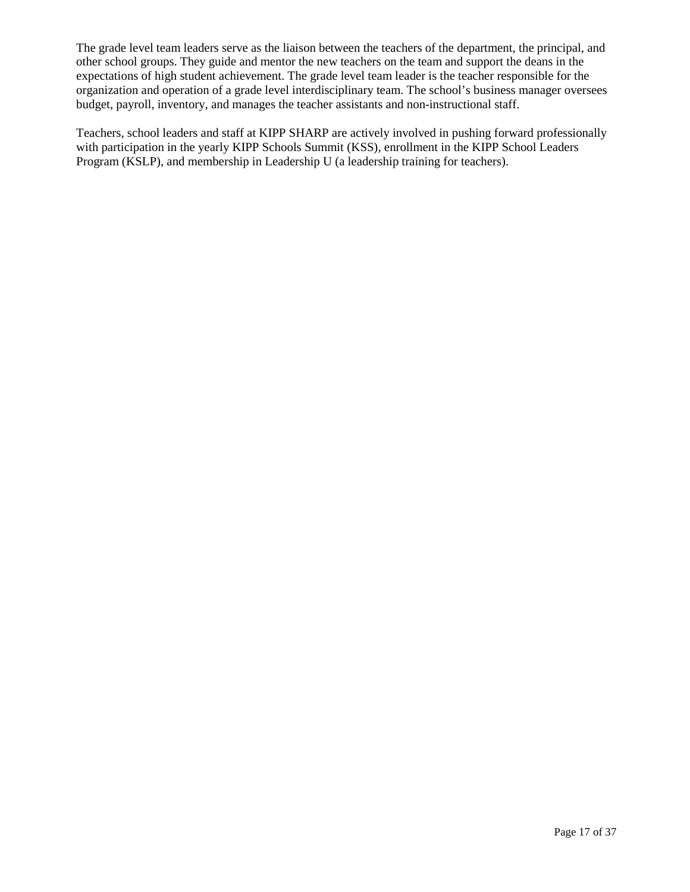The grade level team leaders serve as the liaison between the teachers of the department, the principal, and other school groups. They guide and mentor the new teachers on the team and support the deans in the expectations of high student achievement. The grade level team leader is the teacher responsible for the organization and operation of a grade level interdisciplinary team. The school's business manager oversees budget, payroll, inventory, and manages the teacher assistants and non-instructional staff.

Teachers, school leaders and staff at KIPP SHARP are actively involved in pushing forward professionally with participation in the yearly KIPP Schools Summit (KSS), enrollment in the KIPP School Leaders Program (KSLP), and membership in Leadership U (a leadership training for teachers).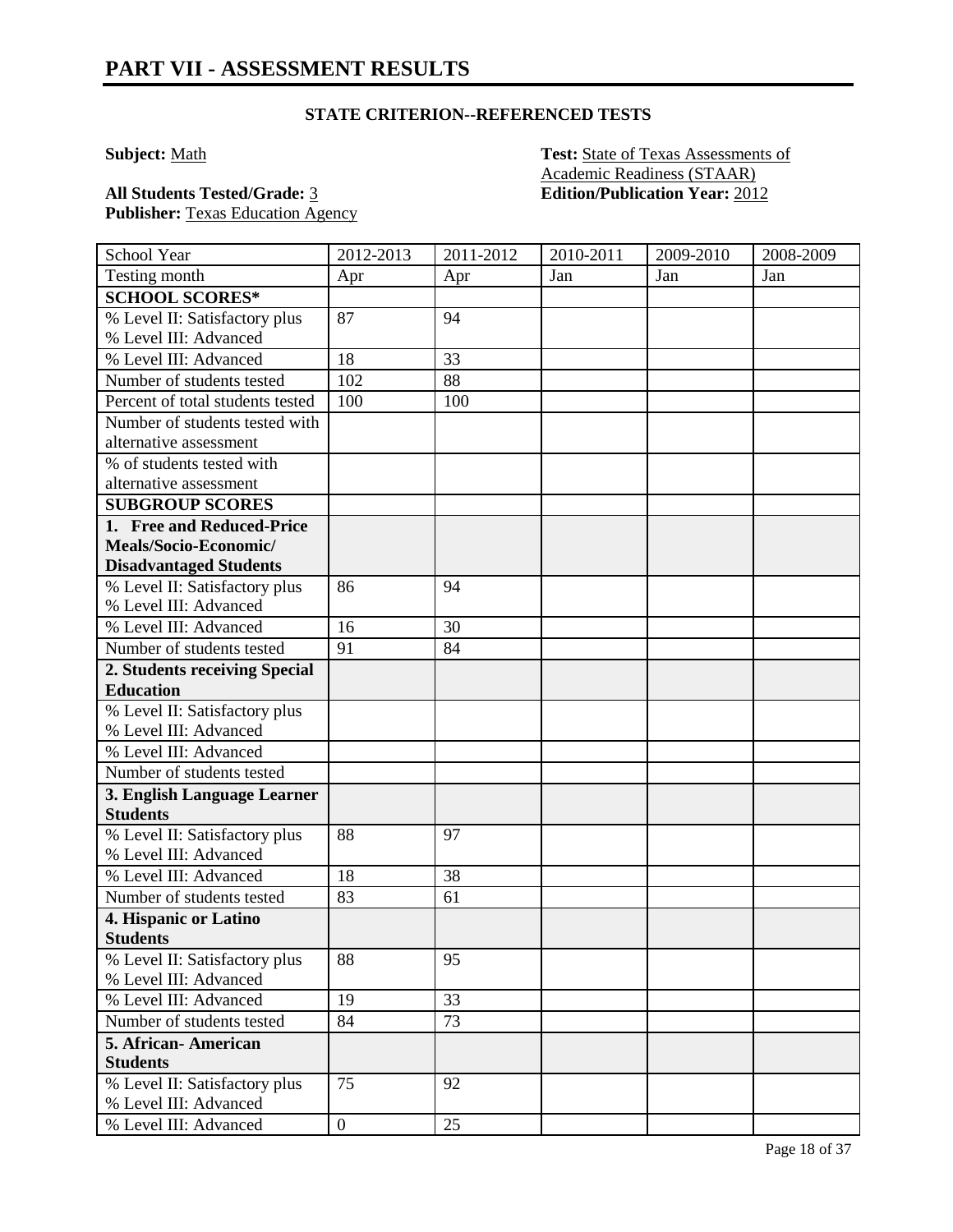# PART VII - ASSESSMENT RESULTS

### STATE CRITERION--REFERENCED TESTS

**Subject:** Math

**Test:** State of Texas Assessments of Academic Readiness (STAAR)

**All Students Tested/Grade:** 3

**Edition/Publication Year:** 2012

**Publisher:** Texas Education Agency

| School Year | 2012-2013 | 2011-2012 | 2010-2011 | 2009-2010 | 2008-2009 |
|---|---|---|---|---|---|
| Testing month | Apr | Apr | Jan | Jan | Jan |
| **SCHOOL SCORES*** | | | | | |
| % Level II: Satisfactory plus % Level III: Advanced | 87 | 94 | | | |
| % Level III: Advanced | 18 | 33 | | | |
| Number of students tested | 102 | 88 | | | |
| Percent of total students tested | 100 | 100 | | | |
| Number of students tested with alternative assessment | | | | | |
| % of students tested with alternative assessment | | | | | |
| **SUBGROUP SCORES** | | | | | |
| **1. Free and Reduced-Price Meals/Socio-Economic/ Disadvantaged Students** | | | | | |
| % Level II: Satisfactory plus % Level III: Advanced | 86 | 94 | | | |
| % Level III: Advanced | 16 | 30 | | | |
| Number of students tested | 91 | 84 | | | |
| **2. Students receiving Special Education** | | | | | |
| % Level II: Satisfactory plus % Level III: Advanced | | | | | |
| % Level III: Advanced | | | | | |
| Number of students tested | | | | | |
| **3. English Language Learner Students** | | | | | |
| % Level II: Satisfactory plus % Level III: Advanced | 88 | 97 | | | |
| % Level III: Advanced | 18 | 38 | | | |
| Number of students tested | 83 | 61 | | | |
| **4. Hispanic or Latino Students** | | | | | |
| % Level II: Satisfactory plus % Level III: Advanced | 88 | 95 | | | |
| % Level III: Advanced | 19 | 33 | | | |
| Number of students tested | 84 | 73 | | | |
| **5. African- American Students** | | | | | |
| % Level II: Satisfactory plus % Level III: Advanced | 75 | 92 | | | |
| % Level III: Advanced | 0 | 25 | | | |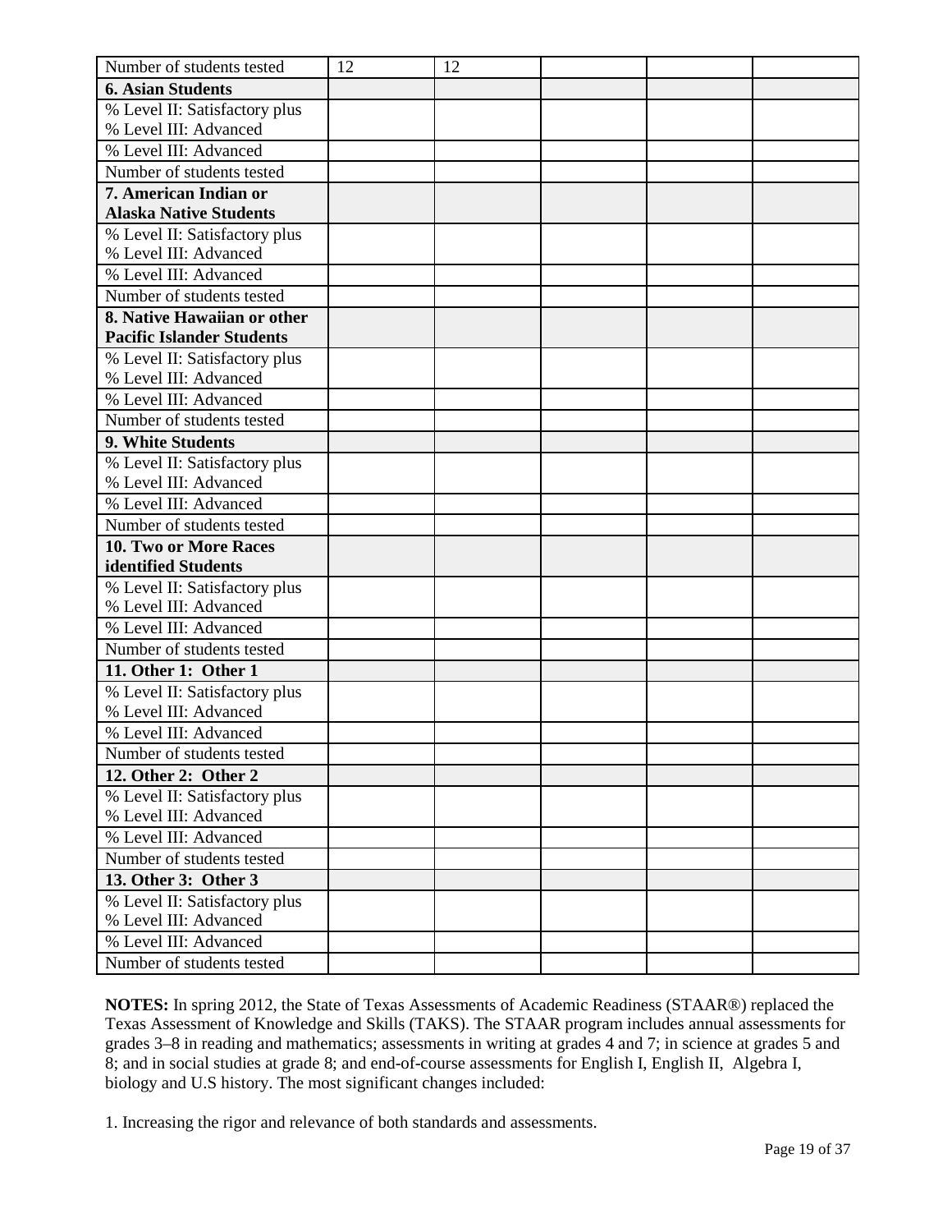| | | | | | |
|---|---|---|---|---|---|
| Number of students tested | 12 | 12 | | | |
| **6. Asian Students** | | | | | |
| % Level II: Satisfactory plus % Level III: Advanced | | | | | |
| % Level III: Advanced | | | | | |
| Number of students tested | | | | | |
| **7. American Indian or Alaska Native Students** | | | | | |
| % Level II: Satisfactory plus % Level III: Advanced | | | | | |
| % Level III: Advanced | | | | | |
| Number of students tested | | | | | |
| **8. Native Hawaiian or other Pacific Islander Students** | | | | | |
| % Level II: Satisfactory plus % Level III: Advanced | | | | | |
| % Level III: Advanced | | | | | |
| Number of students tested | | | | | |
| **9. White Students** | | | | | |
| % Level II: Satisfactory plus % Level III: Advanced | | | | | |
| % Level III: Advanced | | | | | |
| Number of students tested | | | | | |
| **10. Two or More Races identified Students** | | | | | |
| % Level II: Satisfactory plus % Level III: Advanced | | | | | |
| % Level III: Advanced | | | | | |
| Number of students tested | | | | | |
| **11. Other 1: Other 1** | | | | | |
| % Level II: Satisfactory plus % Level III: Advanced | | | | | |
| % Level III: Advanced | | | | | |
| Number of students tested | | | | | |
| **12. Other 2: Other 2** | | | | | |
| % Level II: Satisfactory plus % Level III: Advanced | | | | | |
| % Level III: Advanced | | | | | |
| Number of students tested | | | | | |
| **13. Other 3: Other 3** | | | | | |
| % Level II: Satisfactory plus % Level III: Advanced | | | | | |
| % Level III: Advanced | | | | | |
| Number of students tested | | | | | |

**NOTES:** In spring 2012, the State of Texas Assessments of Academic Readiness (STAAR®) replaced the Texas Assessment of Knowledge and Skills (TAKS). The STAAR program includes annual assessments for grades 3–8 in reading and mathematics; assessments in writing at grades 4 and 7; in science at grades 5 and 8; and in social studies at grade 8; and end-of-course assessments for English I, English II, Algebra I, biology and U.S history. The most significant changes included:

1. Increasing the rigor and relevance of both standards and assessments.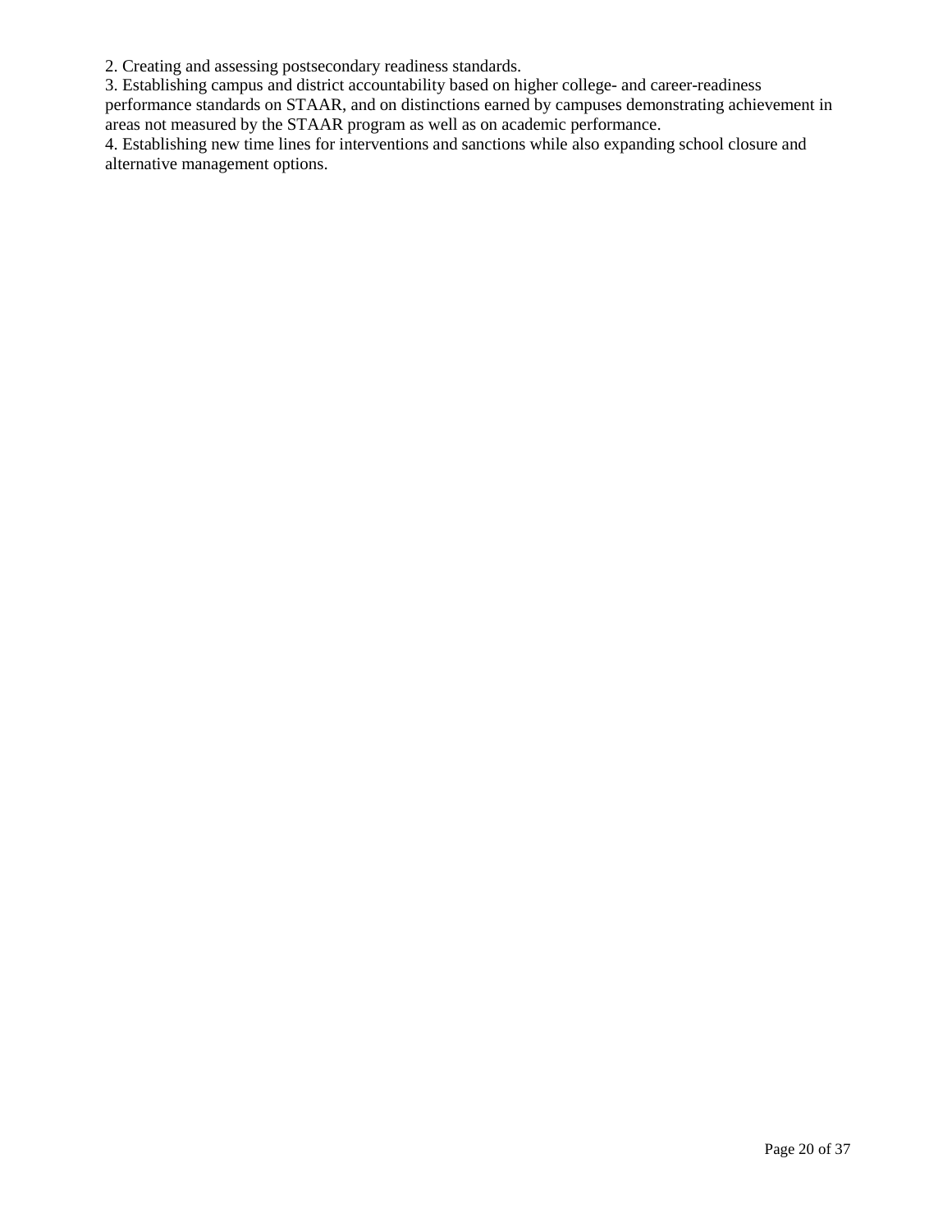2. Creating and assessing postsecondary readiness standards.
3. Establishing campus and district accountability based on higher college- and career-readiness performance standards on STAAR, and on distinctions earned by campuses demonstrating achievement in areas not measured by the STAAR program as well as on academic performance.
4. Establishing new time lines for interventions and sanctions while also expanding school closure and alternative management options.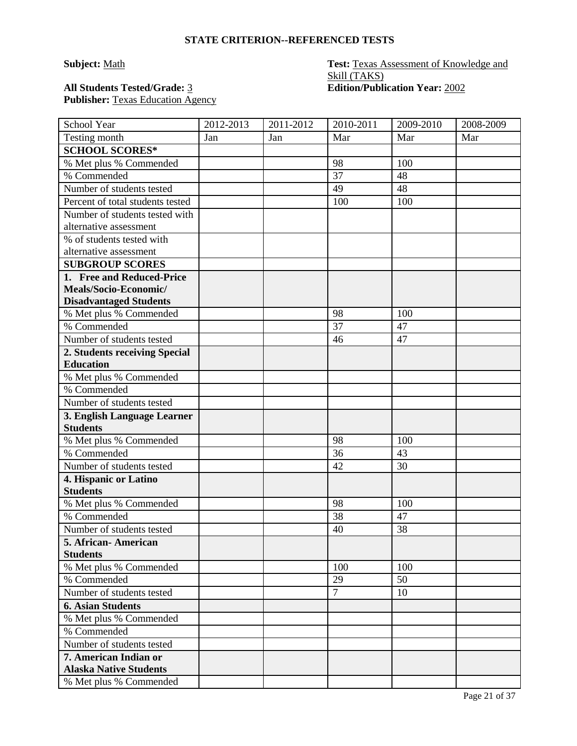**STATE CRITERION--REFERENCED TESTS**

**Subject:** Math

**Test:** Texas Assessment of Knowledge and Skill (TAKS)

**All Students Tested/Grade:** 3

**Edition/Publication Year:** 2002

**Publisher:** Texas Education Agency

| School Year | 2012-2013 | 2011-2012 | 2010-2011 | 2009-2010 | 2008-2009 |
|---|---|---|---|---|---|
| Testing month | Jan | Jan | Mar | Mar | Mar |
| **SCHOOL SCORES*** | | | | | |
| % Met plus % Commended | | | 98 | 100 | |
| % Commended | | | 37 | 48 | |
| Number of students tested | | | 49 | 48 | |
| Percent of total students tested | | | 100 | 100 | |
| Number of students tested with alternative assessment | | | | | |
| % of students tested with alternative assessment | | | | | |
| **SUBGROUP SCORES** | | | | | |
| **1. Free and Reduced-Price Meals/Socio-Economic/ Disadvantaged Students** | | | | | |
| % Met plus % Commended | | | 98 | 100 | |
| % Commended | | | 37 | 47 | |
| Number of students tested | | | 46 | 47 | |
| **2. Students receiving Special Education** | | | | | |
| % Met plus % Commended | | | | | |
| % Commended | | | | | |
| Number of students tested | | | | | |
| **3. English Language Learner Students** | | | | | |
| % Met plus % Commended | | | 98 | 100 | |
| % Commended | | | 36 | 43 | |
| Number of students tested | | | 42 | 30 | |
| **4. Hispanic or Latino Students** | | | | | |
| % Met plus % Commended | | | 98 | 100 | |
| % Commended | | | 38 | 47 | |
| Number of students tested | | | 40 | 38 | |
| **5. African- American Students** | | | | | |
| % Met plus % Commended | | | 100 | 100 | |
| % Commended | | | 29 | 50 | |
| Number of students tested | | | 7 | 10 | |
| **6. Asian Students** | | | | | |
| % Met plus % Commended | | | | | |
| % Commended | | | | | |
| Number of students tested | | | | | |
| **7. American Indian or Alaska Native Students** | | | | | |
| % Met plus % Commended | | | | | |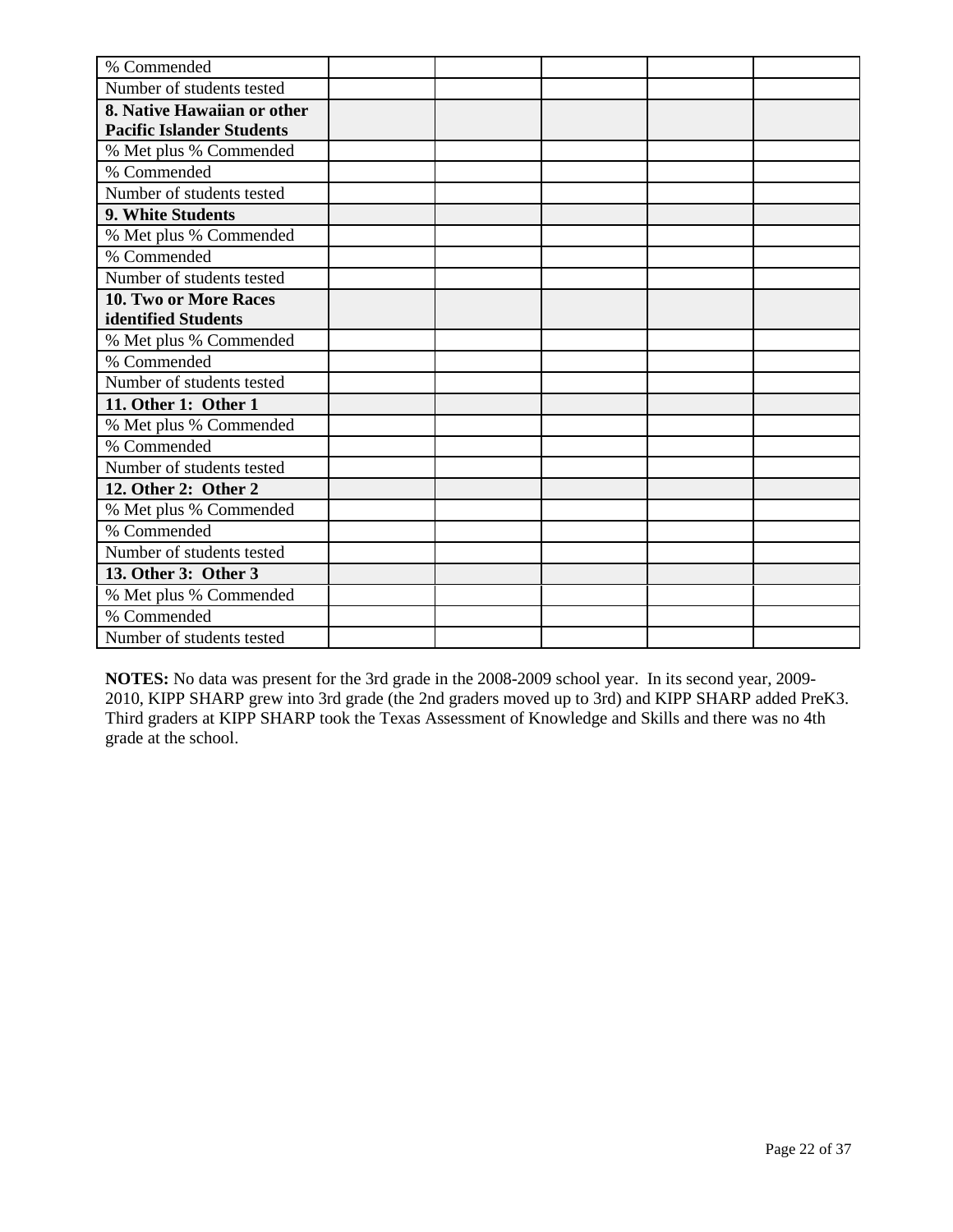| | | | | | |
|---|---|---|---|---|---|
| % Commended | | | | | |
| Number of students tested | | | | | |
| **8. Native Hawaiian or other Pacific Islander Students** | | | | | |
| % Met plus % Commended | | | | | |
| % Commended | | | | | |
| Number of students tested | | | | | |
| **9. White Students** | | | | | |
| % Met plus % Commended | | | | | |
| % Commended | | | | | |
| Number of students tested | | | | | |
| **10. Two or More Races identified Students** | | | | | |
| % Met plus % Commended | | | | | |
| % Commended | | | | | |
| Number of students tested | | | | | |
| **11. Other 1: Other 1** | | | | | |
| % Met plus % Commended | | | | | |
| % Commended | | | | | |
| Number of students tested | | | | | |
| **12. Other 2: Other 2** | | | | | |
| % Met plus % Commended | | | | | |
| % Commended | | | | | |
| Number of students tested | | | | | |
| **13. Other 3: Other 3** | | | | | |
| % Met plus % Commended | | | | | |
| % Commended | | | | | |
| Number of students tested | | | | | |

**NOTES:** No data was present for the 3rd grade in the 2008-2009 school year. In its second year, 2009-2010, KIPP SHARP grew into 3rd grade (the 2nd graders moved up to 3rd) and KIPP SHARP added PreK3. Third graders at KIPP SHARP took the Texas Assessment of Knowledge and Skills and there was no 4th grade at the school.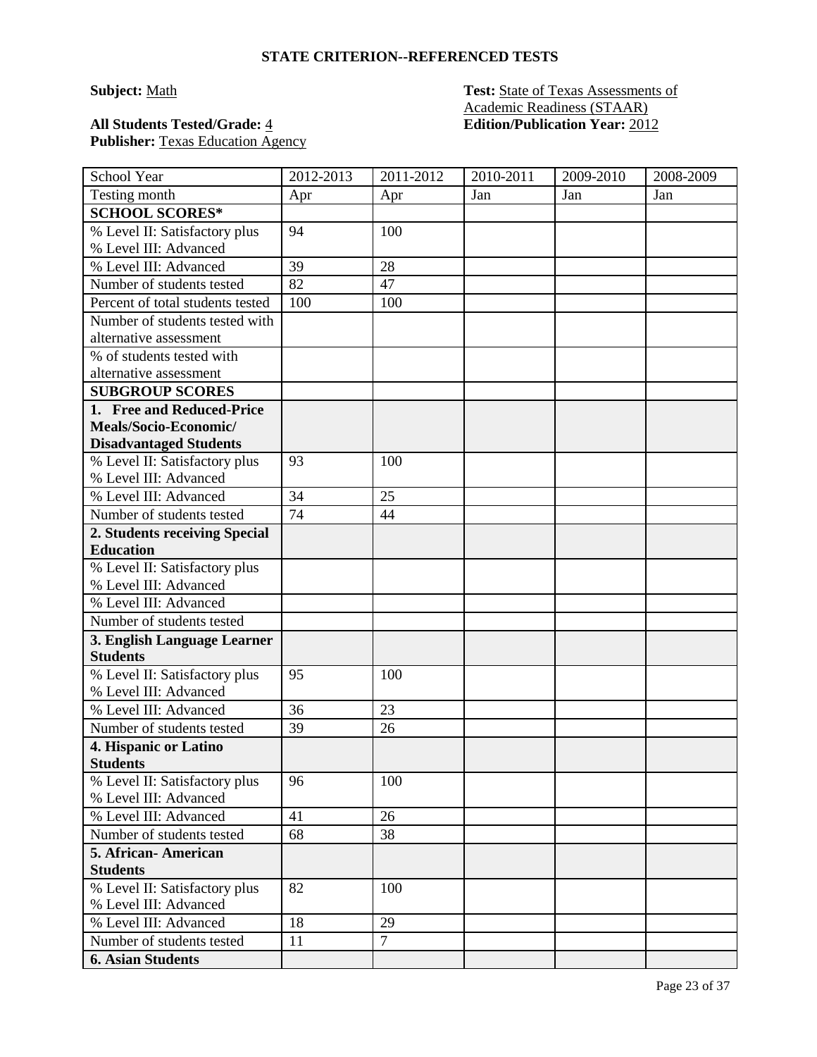**STATE CRITERION--REFERENCED TESTS**

**Subject:** Math

**Test:** State of Texas Assessments of Academic Readiness (STAAR)

**All Students Tested/Grade:** 4

**Edition/Publication Year:** 2012

**Publisher:** Texas Education Agency

| School Year | 2012-2013 | 2011-2012 | 2010-2011 | 2009-2010 | 2008-2009 |
|---|---|---|---|---|---|
| Testing month | Apr | Apr | Jan | Jan | Jan |
| **SCHOOL SCORES*** | | | | | |
| % Level II: Satisfactory plus % Level III: Advanced | 94 | 100 | | | |
| % Level III: Advanced | 39 | 28 | | | |
| Number of students tested | 82 | 47 | | | |
| Percent of total students tested | 100 | 100 | | | |
| Number of students tested with alternative assessment | | | | | |
| % of students tested with alternative assessment | | | | | |
| **SUBGROUP SCORES** | | | | | |
| **1. Free and Reduced-Price Meals/Socio-Economic/ Disadvantaged Students** | | | | | |
| % Level II: Satisfactory plus % Level III: Advanced | 93 | 100 | | | |
| % Level III: Advanced | 34 | 25 | | | |
| Number of students tested | 74 | 44 | | | |
| **2. Students receiving Special Education** | | | | | |
| % Level II: Satisfactory plus % Level III: Advanced | | | | | |
| % Level III: Advanced | | | | | |
| Number of students tested | | | | | |
| **3. English Language Learner Students** | | | | | |
| % Level II: Satisfactory plus % Level III: Advanced | 95 | 100 | | | |
| % Level III: Advanced | 36 | 23 | | | |
| Number of students tested | 39 | 26 | | | |
| **4. Hispanic or Latino Students** | | | | | |
| % Level II: Satisfactory plus % Level III: Advanced | 96 | 100 | | | |
| % Level III: Advanced | 41 | 26 | | | |
| Number of students tested | 68 | 38 | | | |
| **5. African- American Students** | | | | | |
| % Level II: Satisfactory plus % Level III: Advanced | 82 | 100 | | | |
| % Level III: Advanced | 18 | 29 | | | |
| Number of students tested | 11 | 7 | | | |
| **6. Asian Students** | | | | | |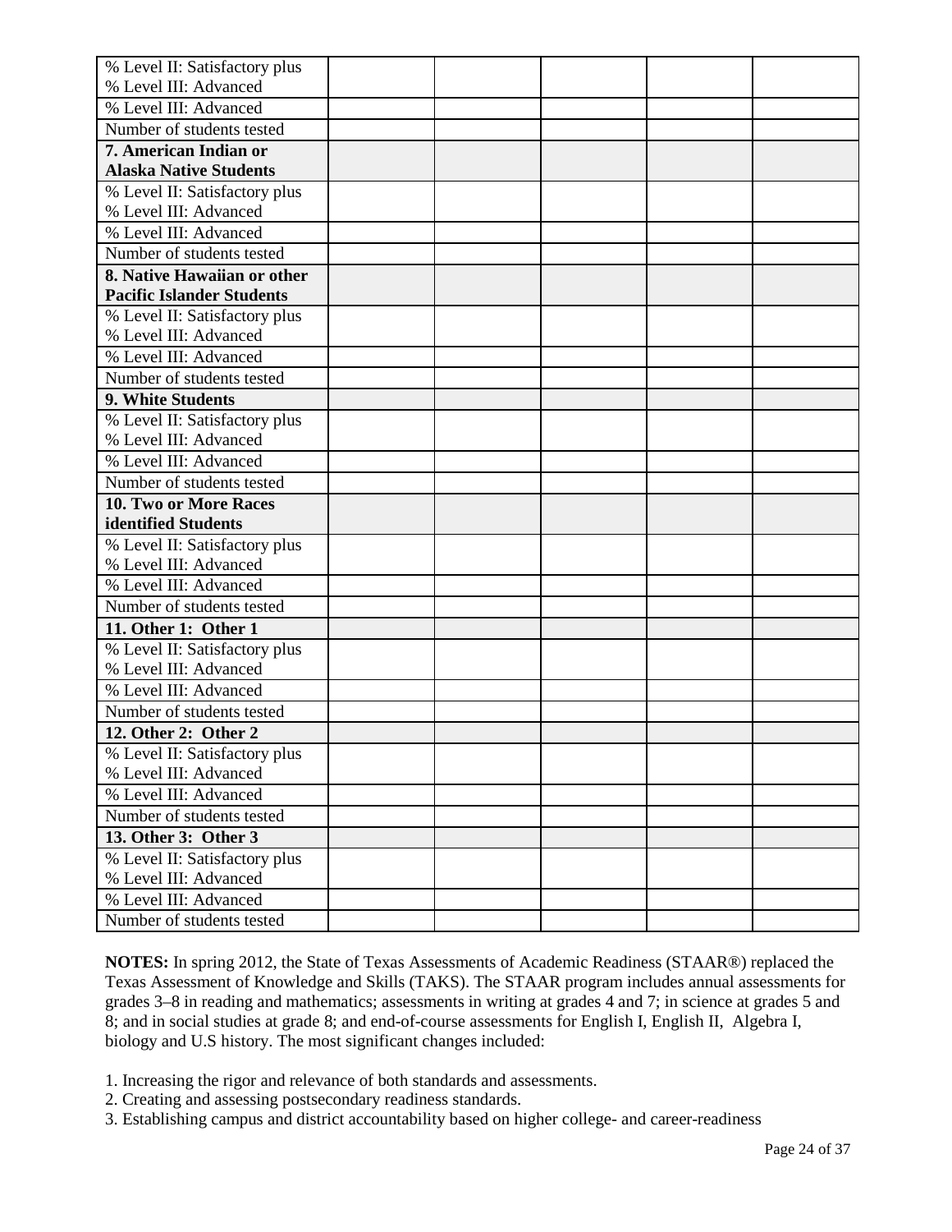| | | | | | |
|---|---|---|---|---|---|
| % Level II: Satisfactory plus % Level III: Advanced | | | | | |
| % Level III: Advanced | | | | | |
| Number of students tested | | | | | |
| **7. American Indian or Alaska Native Students** | | | | | |
| % Level II: Satisfactory plus % Level III: Advanced | | | | | |
| % Level III: Advanced | | | | | |
| Number of students tested | | | | | |
| **8. Native Hawaiian or other Pacific Islander Students** | | | | | |
| % Level II: Satisfactory plus % Level III: Advanced | | | | | |
| % Level III: Advanced | | | | | |
| Number of students tested | | | | | |
| **9. White Students** | | | | | |
| % Level II: Satisfactory plus % Level III: Advanced | | | | | |
| % Level III: Advanced | | | | | |
| Number of students tested | | | | | |
| **10. Two or More Races identified Students** | | | | | |
| % Level II: Satisfactory plus % Level III: Advanced | | | | | |
| % Level III: Advanced | | | | | |
| Number of students tested | | | | | |
| **11. Other 1: Other 1** | | | | | |
| % Level II: Satisfactory plus % Level III: Advanced | | | | | |
| % Level III: Advanced | | | | | |
| Number of students tested | | | | | |
| **12. Other 2: Other 2** | | | | | |
| % Level II: Satisfactory plus % Level III: Advanced | | | | | |
| % Level III: Advanced | | | | | |
| Number of students tested | | | | | |
| **13. Other 3: Other 3** | | | | | |
| % Level II: Satisfactory plus % Level III: Advanced | | | | | |
| % Level III: Advanced | | | | | |
| Number of students tested | | | | | |

**NOTES:** In spring 2012, the State of Texas Assessments of Academic Readiness (STAAR®) replaced the Texas Assessment of Knowledge and Skills (TAKS). The STAAR program includes annual assessments for grades 3–8 in reading and mathematics; assessments in writing at grades 4 and 7; in science at grades 5 and 8; and in social studies at grade 8; and end-of-course assessments for English I, English II, Algebra I, biology and U.S history. The most significant changes included:

1. Increasing the rigor and relevance of both standards and assessments.
2. Creating and assessing postsecondary readiness standards.
3. Establishing campus and district accountability based on higher college- and career-readiness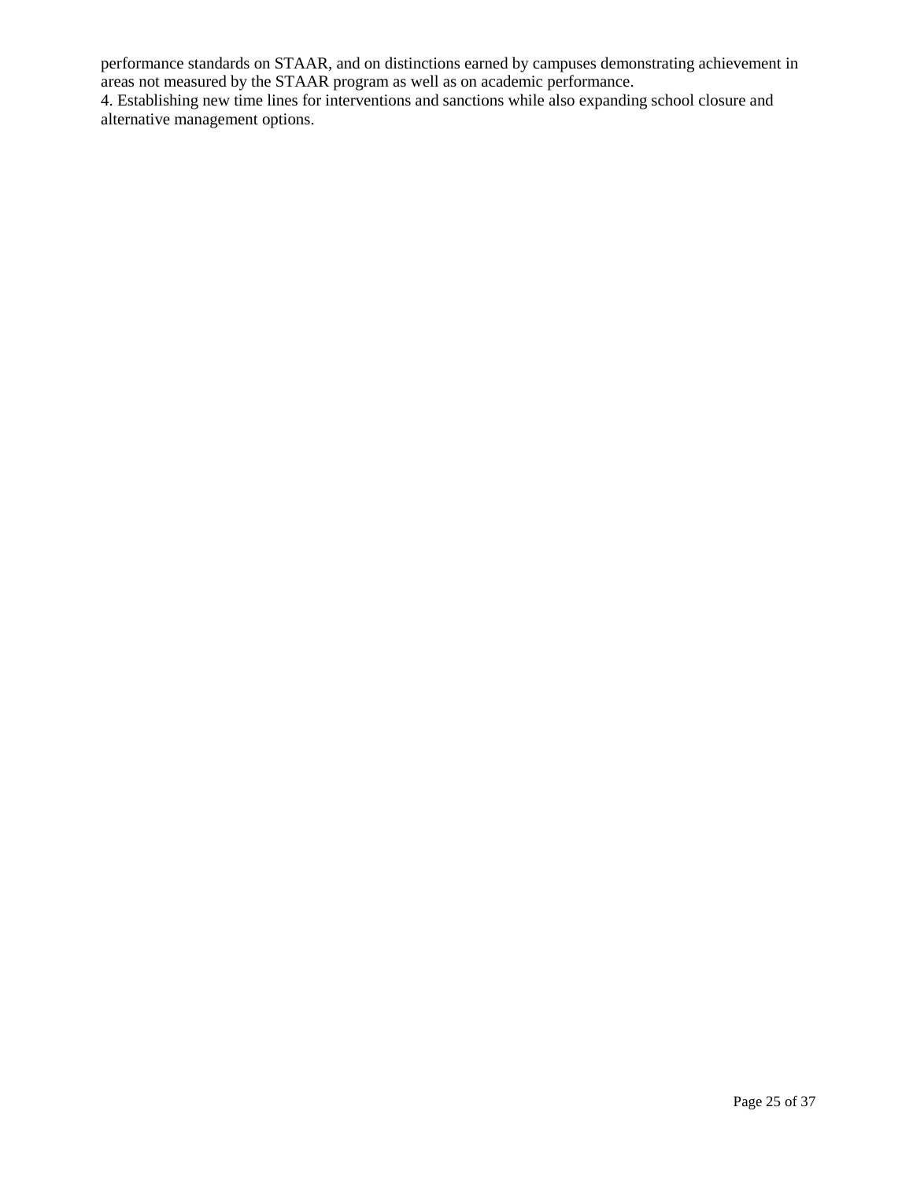performance standards on STAAR, and on distinctions earned by campuses demonstrating achievement in areas not measured by the STAAR program as well as on academic performance.

4. Establishing new time lines for interventions and sanctions while also expanding school closure and alternative management options.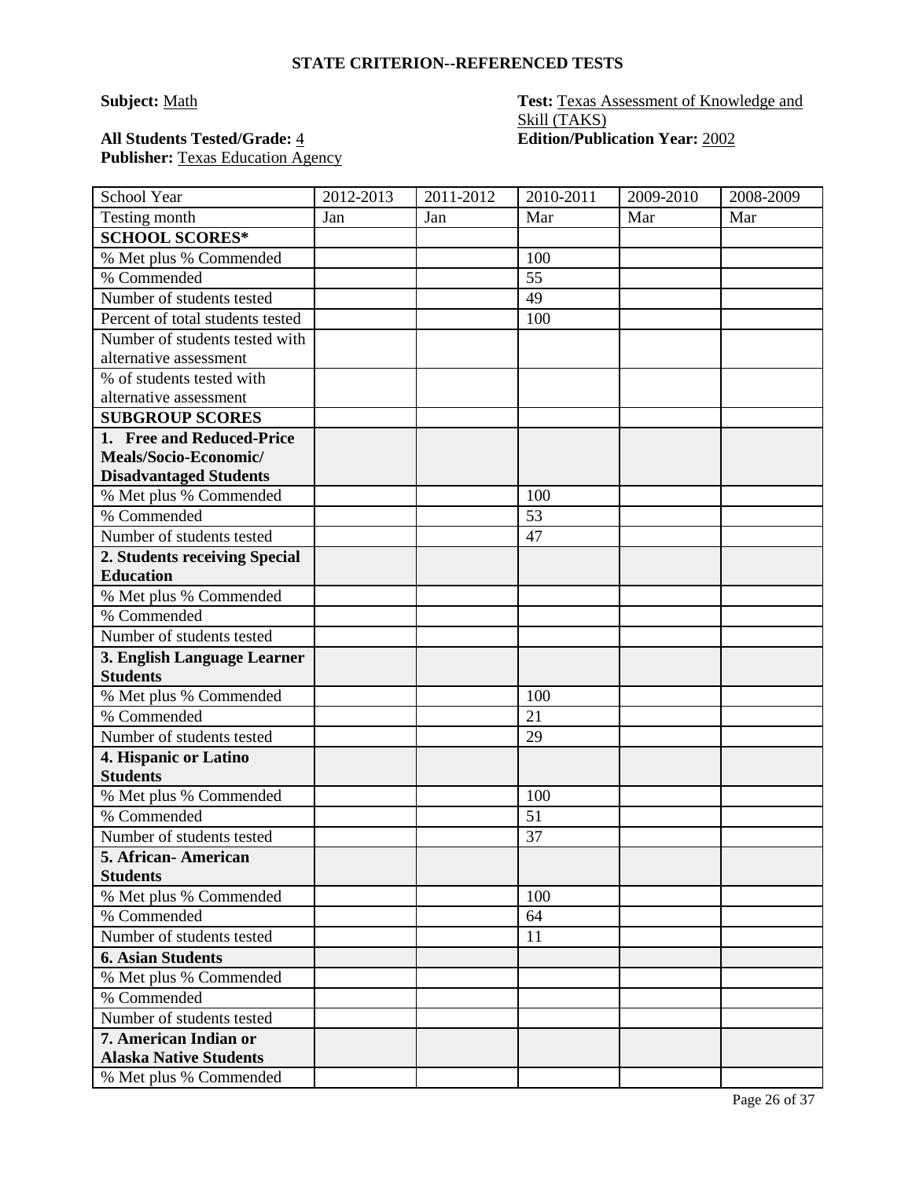**STATE CRITERION--REFERENCED TESTS**

**Subject:** Math

**Test:** Texas Assessment of Knowledge and Skill (TAKS)

**All Students Tested/Grade:** 4

**Edition/Publication Year:** 2002

**Publisher:** Texas Education Agency

| School Year | 2012-2013 | 2011-2012 | 2010-2011 | 2009-2010 | 2008-2009 |
|---|---|---|---|---|---|
| Testing month | Jan | Jan | Mar | Mar | Mar |
| **SCHOOL SCORES*** | | | | | |
| % Met plus % Commended | | | 100 | | |
| % Commended | | | 55 | | |
| Number of students tested | | | 49 | | |
| Percent of total students tested | | | 100 | | |
| Number of students tested with alternative assessment | | | | | |
| % of students tested with alternative assessment | | | | | |
| **SUBGROUP SCORES** | | | | | |
| **1. Free and Reduced-Price Meals/Socio-Economic/ Disadvantaged Students** | | | | | |
| % Met plus % Commended | | | 100 | | |
| % Commended | | | 53 | | |
| Number of students tested | | | 47 | | |
| **2. Students receiving Special Education** | | | | | |
| % Met plus % Commended | | | | | |
| % Commended | | | | | |
| Number of students tested | | | | | |
| **3. English Language Learner Students** | | | | | |
| % Met plus % Commended | | | 100 | | |
| % Commended | | | 21 | | |
| Number of students tested | | | 29 | | |
| **4. Hispanic or Latino Students** | | | | | |
| % Met plus % Commended | | | 100 | | |
| % Commended | | | 51 | | |
| Number of students tested | | | 37 | | |
| **5. African- American Students** | | | | | |
| % Met plus % Commended | | | 100 | | |
| % Commended | | | 64 | | |
| Number of students tested | | | 11 | | |
| **6. Asian Students** | | | | | |
| % Met plus % Commended | | | | | |
| % Commended | | | | | |
| Number of students tested | | | | | |
| **7. American Indian or Alaska Native Students** | | | | | |
| % Met plus % Commended | | | | | |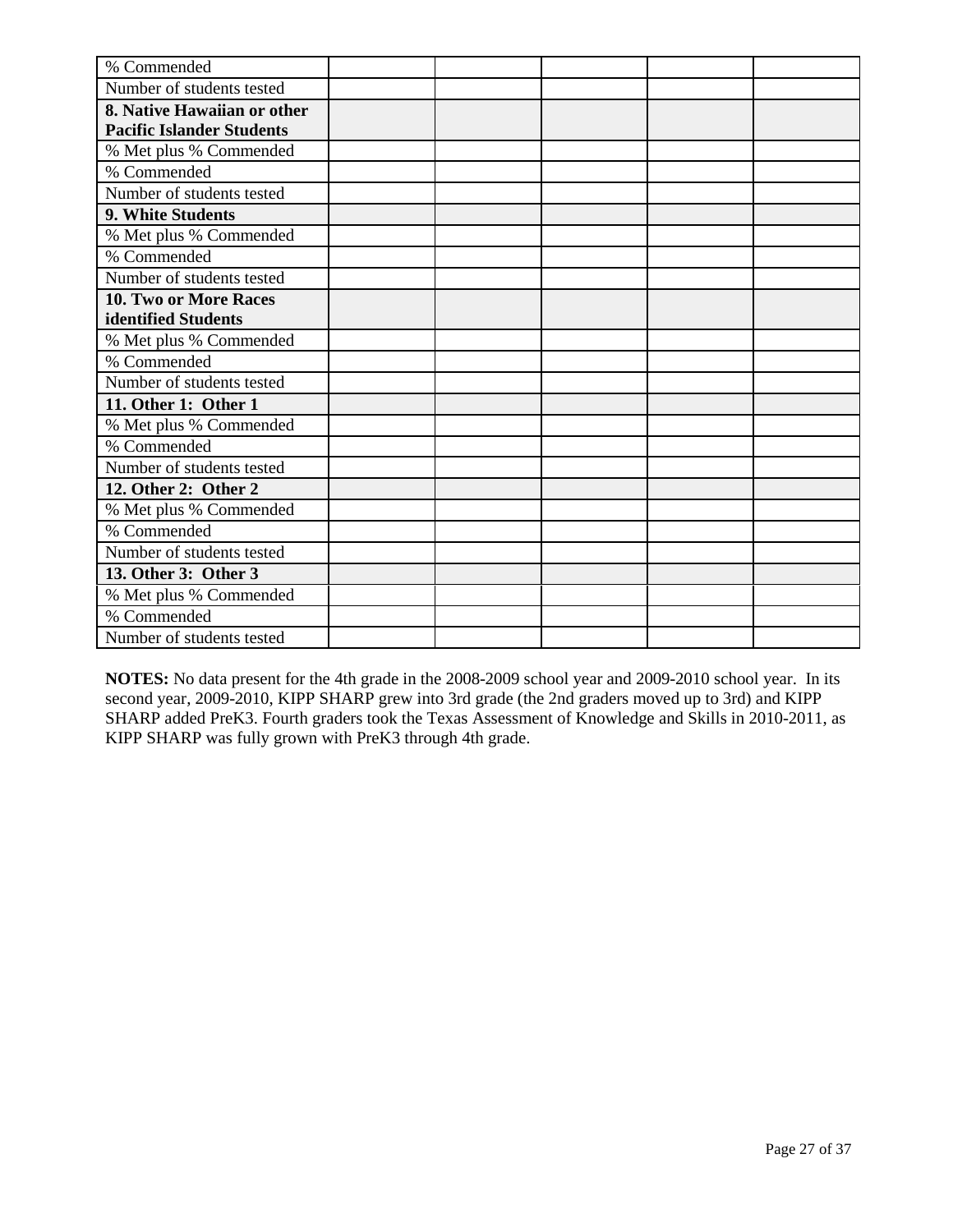| | | | | | |
|---|---|---|---|---|---|
| % Commended | | | | | |
| Number of students tested | | | | | |
| **8. Native Hawaiian or other Pacific Islander Students** | | | | | |
| % Met plus % Commended | | | | | |
| % Commended | | | | | |
| Number of students tested | | | | | |
| **9. White Students** | | | | | |
| % Met plus % Commended | | | | | |
| % Commended | | | | | |
| Number of students tested | | | | | |
| **10. Two or More Races identified Students** | | | | | |
| % Met plus % Commended | | | | | |
| % Commended | | | | | |
| Number of students tested | | | | | |
| **11. Other 1: Other 1** | | | | | |
| % Met plus % Commended | | | | | |
| % Commended | | | | | |
| Number of students tested | | | | | |
| **12. Other 2: Other 2** | | | | | |
| % Met plus % Commended | | | | | |
| % Commended | | | | | |
| Number of students tested | | | | | |
| **13. Other 3: Other 3** | | | | | |
| % Met plus % Commended | | | | | |
| % Commended | | | | | |
| Number of students tested | | | | | |

**NOTES:** No data present for the 4th grade in the 2008-2009 school year and 2009-2010 school year. In its second year, 2009-2010, KIPP SHARP grew into 3rd grade (the 2nd graders moved up to 3rd) and KIPP SHARP added PreK3. Fourth graders took the Texas Assessment of Knowledge and Skills in 2010-2011, as KIPP SHARP was fully grown with PreK3 through 4th grade.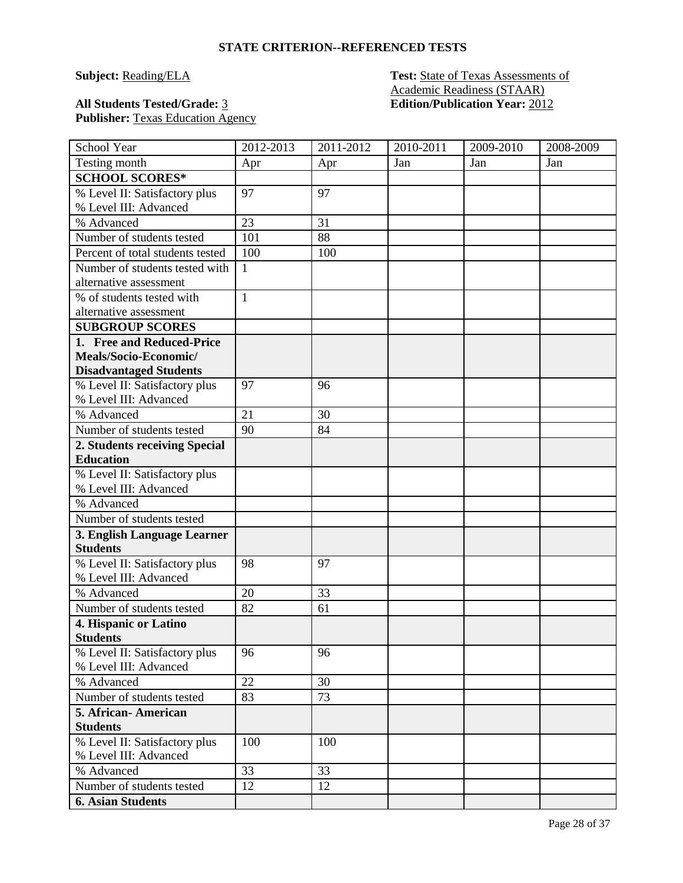**STATE CRITERION--REFERENCED TESTS**

**Subject:** Reading/ELA

**Test:** State of Texas Assessments of Academic Readiness (STAAR)

**All Students Tested/Grade:** 3

**Edition/Publication Year:** 2012

**Publisher:** Texas Education Agency

| School Year | 2012-2013 | 2011-2012 | 2010-2011 | 2009-2010 | 2008-2009 |
|---|---|---|---|---|---|
| Testing month | Apr | Apr | Jan | Jan | Jan |
| **SCHOOL SCORES*** | | | | | |
| % Level II: Satisfactory plus % Level III: Advanced | 97 | 97 | | | |
| % Advanced | 23 | 31 | | | |
| Number of students tested | 101 | 88 | | | |
| Percent of total students tested | 100 | 100 | | | |
| Number of students tested with alternative assessment | 1 | | | | |
| % of students tested with alternative assessment | 1 | | | | |
| **SUBGROUP SCORES** | | | | | |
| **1. Free and Reduced-Price Meals/Socio-Economic/ Disadvantaged Students** | | | | | |
| % Level II: Satisfactory plus % Level III: Advanced | 97 | 96 | | | |
| % Advanced | 21 | 30 | | | |
| Number of students tested | 90 | 84 | | | |
| **2. Students receiving Special Education** | | | | | |
| % Level II: Satisfactory plus % Level III: Advanced | | | | | |
| % Advanced | | | | | |
| Number of students tested | | | | | |
| **3. English Language Learner Students** | | | | | |
| % Level II: Satisfactory plus % Level III: Advanced | 98 | 97 | | | |
| % Advanced | 20 | 33 | | | |
| Number of students tested | 82 | 61 | | | |
| **4. Hispanic or Latino Students** | | | | | |
| % Level II: Satisfactory plus % Level III: Advanced | 96 | 96 | | | |
| % Advanced | 22 | 30 | | | |
| Number of students tested | 83 | 73 | | | |
| **5. African- American Students** | | | | | |
| % Level II: Satisfactory plus % Level III: Advanced | 100 | 100 | | | |
| % Advanced | 33 | 33 | | | |
| Number of students tested | 12 | 12 | | | |
| **6. Asian Students** | | | | | |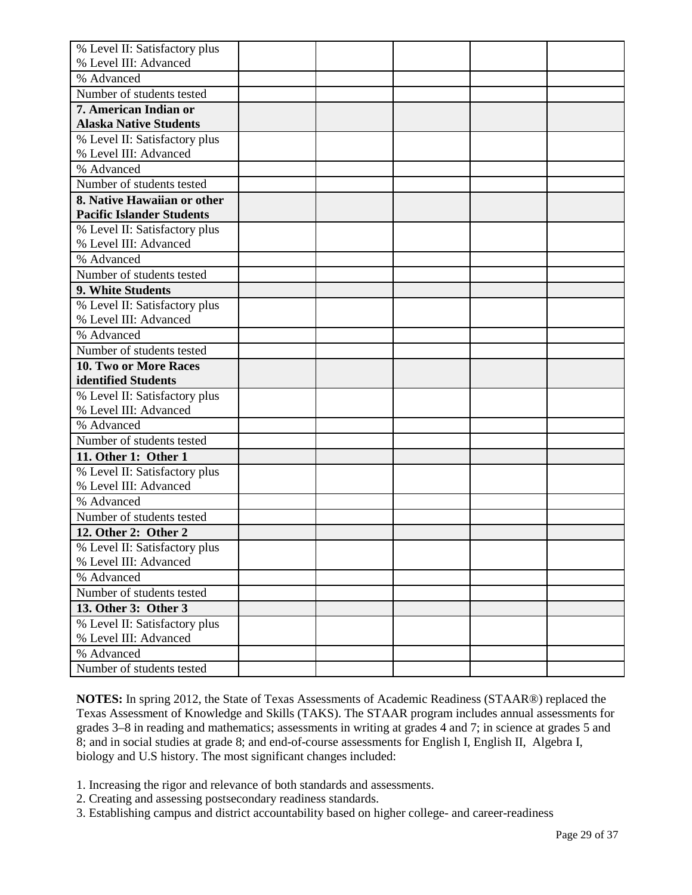| % Level II: Satisfactory plus % Level III: Advanced | | | | | |
|---|---|---|---|---|---|
| % Advanced | | | | | |
| Number of students tested | | | | | |
| **7. American Indian or Alaska Native Students** | | | | | |
| % Level II: Satisfactory plus % Level III: Advanced | | | | | |
| % Advanced | | | | | |
| Number of students tested | | | | | |
| **8. Native Hawaiian or other Pacific Islander Students** | | | | | |
| % Level II: Satisfactory plus % Level III: Advanced | | | | | |
| % Advanced | | | | | |
| Number of students tested | | | | | |
| **9. White Students** | | | | | |
| % Level II: Satisfactory plus % Level III: Advanced | | | | | |
| % Advanced | | | | | |
| Number of students tested | | | | | |
| **10. Two or More Races identified Students** | | | | | |
| % Level II: Satisfactory plus % Level III: Advanced | | | | | |
| % Advanced | | | | | |
| Number of students tested | | | | | |
| **11. Other 1: Other 1** | | | | | |
| % Level II: Satisfactory plus % Level III: Advanced | | | | | |
| % Advanced | | | | | |
| Number of students tested | | | | | |
| **12. Other 2: Other 2** | | | | | |
| % Level II: Satisfactory plus % Level III: Advanced | | | | | |
| % Advanced | | | | | |
| Number of students tested | | | | | |
| **13. Other 3: Other 3** | | | | | |
| % Level II: Satisfactory plus % Level III: Advanced | | | | | |
| % Advanced | | | | | |
| Number of students tested | | | | | |

**NOTES:** In spring 2012, the State of Texas Assessments of Academic Readiness (STAAR®) replaced the Texas Assessment of Knowledge and Skills (TAKS). The STAAR program includes annual assessments for grades 3–8 in reading and mathematics; assessments in writing at grades 4 and 7; in science at grades 5 and 8; and in social studies at grade 8; and end-of-course assessments for English I, English II, Algebra I, biology and U.S history. The most significant changes included:

1. Increasing the rigor and relevance of both standards and assessments.
2. Creating and assessing postsecondary readiness standards.
3. Establishing campus and district accountability based on higher college- and career-readiness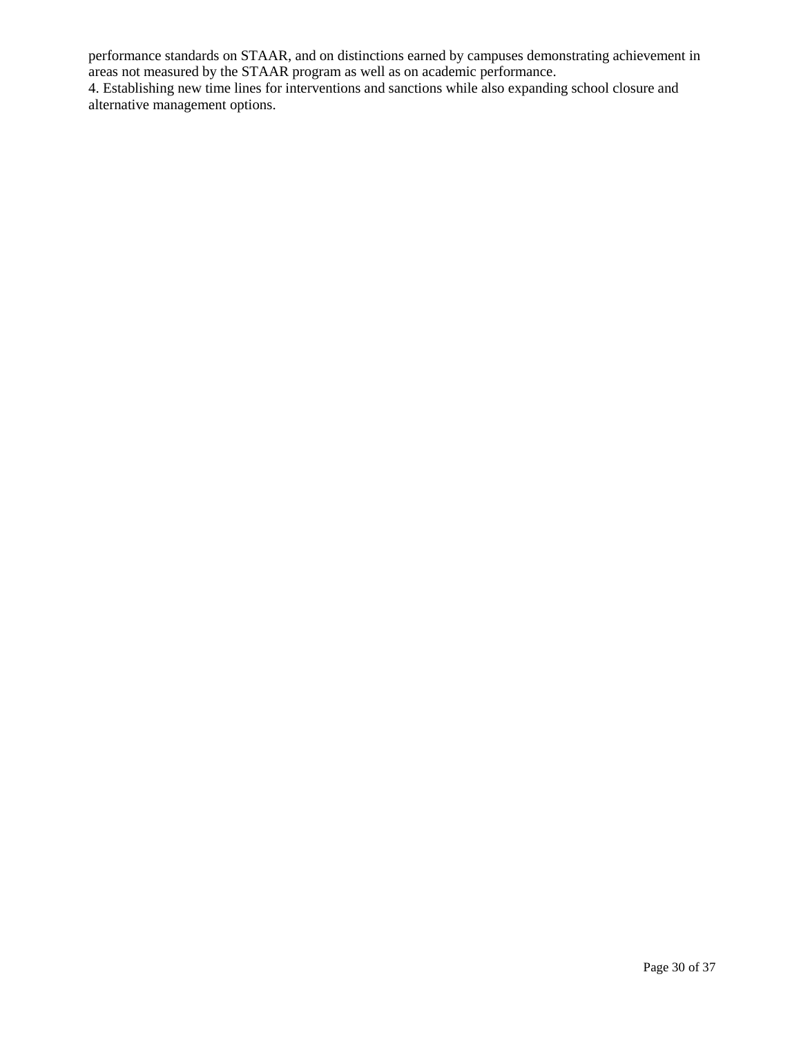performance standards on STAAR, and on distinctions earned by campuses demonstrating achievement in areas not measured by the STAAR program as well as on academic performance.

4. Establishing new time lines for interventions and sanctions while also expanding school closure and alternative management options.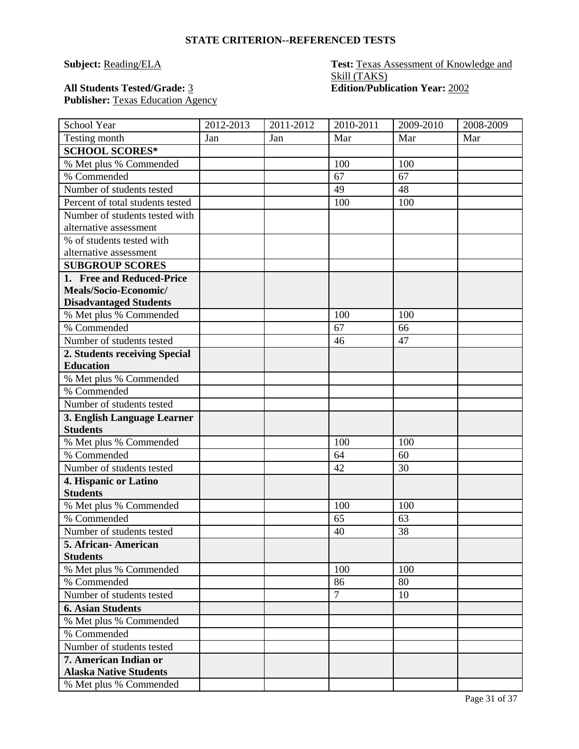## STATE CRITERION--REFERENCED TESTS

**Subject:** Reading/ELA

**Test:** Texas Assessment of Knowledge and Skill (TAKS)

**All Students Tested/Grade:** 3

**Edition/Publication Year:** 2002

**Publisher:** Texas Education Agency

| School Year | 2012-2013 | 2011-2012 | 2010-2011 | 2009-2010 | 2008-2009 |
|---|---|---|---|---|---|
| Testing month | Jan | Jan | Mar | Mar | Mar |
| **SCHOOL SCORES*** | | | | | |
| % Met plus % Commended | | | 100 | 100 | |
| % Commended | | | 67 | 67 | |
| Number of students tested | | | 49 | 48 | |
| Percent of total students tested | | | 100 | 100 | |
| Number of students tested with alternative assessment | | | | | |
| % of students tested with alternative assessment | | | | | |
| **SUBGROUP SCORES** | | | | | |
| **1. Free and Reduced-Price Meals/Socio-Economic/ Disadvantaged Students** | | | | | |
| % Met plus % Commended | | | 100 | 100 | |
| % Commended | | | 67 | 66 | |
| Number of students tested | | | 46 | 47 | |
| **2. Students receiving Special Education** | | | | | |
| % Met plus % Commended | | | | | |
| % Commended | | | | | |
| Number of students tested | | | | | |
| **3. English Language Learner Students** | | | | | |
| % Met plus % Commended | | | 100 | 100 | |
| % Commended | | | 64 | 60 | |
| Number of students tested | | | 42 | 30 | |
| **4. Hispanic or Latino Students** | | | | | |
| % Met plus % Commended | | | 100 | 100 | |
| % Commended | | | 65 | 63 | |
| Number of students tested | | | 40 | 38 | |
| **5. African- American Students** | | | | | |
| % Met plus % Commended | | | 100 | 100 | |
| % Commended | | | 86 | 80 | |
| Number of students tested | | | 7 | 10 | |
| **6. Asian Students** | | | | | |
| % Met plus % Commended | | | | | |
| % Commended | | | | | |
| Number of students tested | | | | | |
| **7. American Indian or Alaska Native Students** | | | | | |
| % Met plus % Commended | | | | | |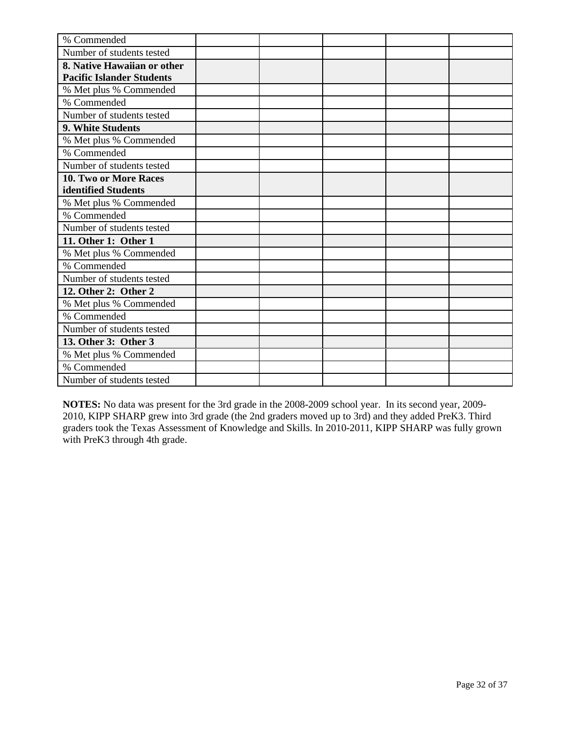| % Commended | | | | | |
|---|---|---|---|---|---|
| Number of students tested | | | | | |
| **8. Native Hawaiian or other Pacific Islander Students** | | | | | |
| % Met plus % Commended | | | | | |
| % Commended | | | | | |
| Number of students tested | | | | | |
| **9. White Students** | | | | | |
| % Met plus % Commended | | | | | |
| % Commended | | | | | |
| Number of students tested | | | | | |
| **10. Two or More Races identified Students** | | | | | |
| % Met plus % Commended | | | | | |
| % Commended | | | | | |
| Number of students tested | | | | | |
| **11. Other 1: Other 1** | | | | | |
| % Met plus % Commended | | | | | |
| % Commended | | | | | |
| Number of students tested | | | | | |
| **12. Other 2: Other 2** | | | | | |
| % Met plus % Commended | | | | | |
| % Commended | | | | | |
| Number of students tested | | | | | |
| **13. Other 3: Other 3** | | | | | |
| % Met plus % Commended | | | | | |
| % Commended | | | | | |
| Number of students tested | | | | | |

**NOTES:** No data was present for the 3rd grade in the 2008-2009 school year. In its second year, 2009-2010, KIPP SHARP grew into 3rd grade (the 2nd graders moved up to 3rd) and they added PreK3. Third graders took the Texas Assessment of Knowledge and Skills. In 2010-2011, KIPP SHARP was fully grown with PreK3 through 4th grade.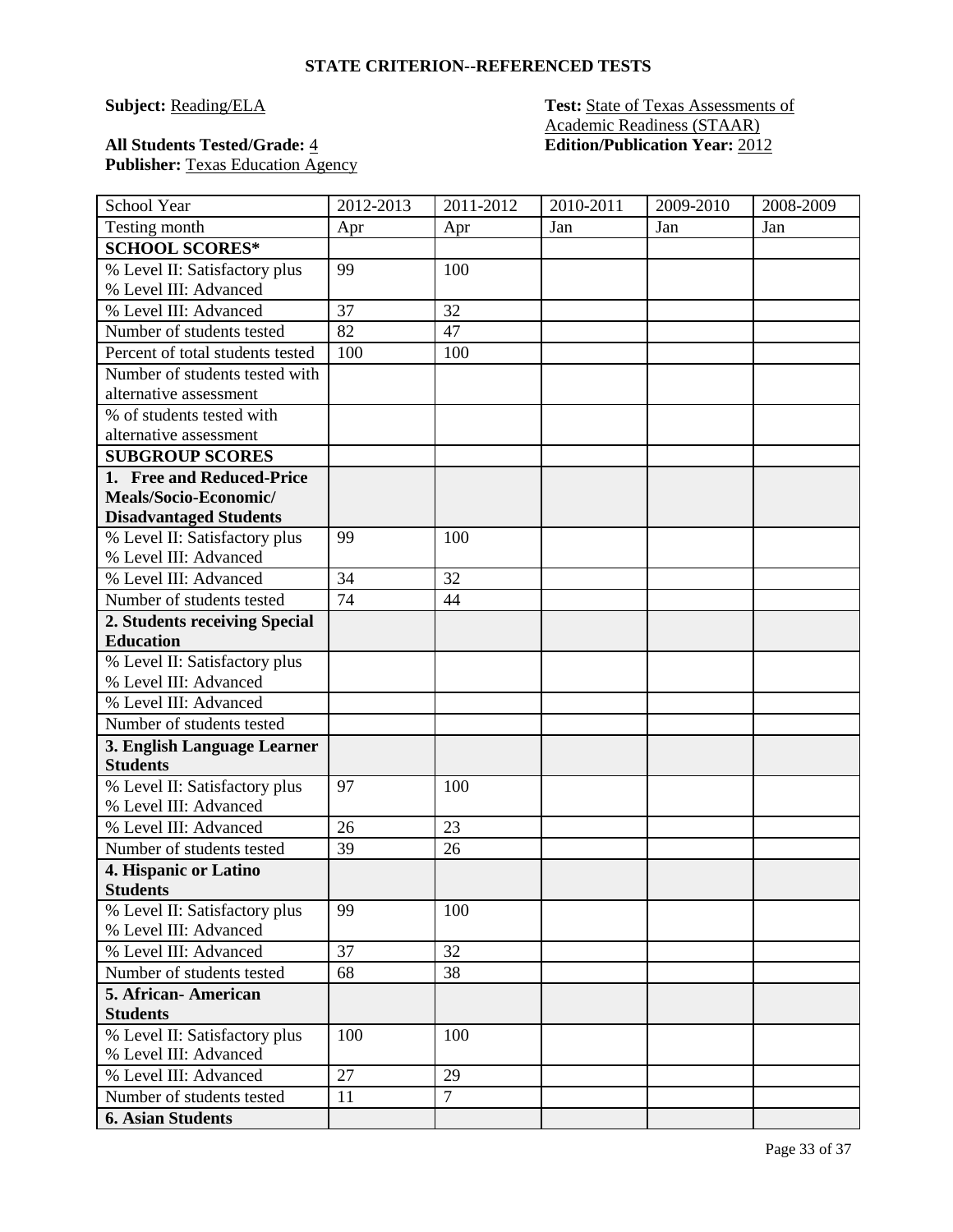**STATE CRITERION--REFERENCED TESTS**

**Subject:** Reading/ELA

**Test:** State of Texas Assessments of Academic Readiness (STAAR)

**All Students Tested/Grade:** 4

**Edition/Publication Year:** 2012

**Publisher:** Texas Education Agency

| School Year | 2012-2013 | 2011-2012 | 2010-2011 | 2009-2010 | 2008-2009 |
|---|---|---|---|---|---|
| Testing month | Apr | Apr | Jan | Jan | Jan |
| **SCHOOL SCORES*** | | | | | |
| % Level II: Satisfactory plus % Level III: Advanced | 99 | 100 | | | |
| % Level III: Advanced | 37 | 32 | | | |
| Number of students tested | 82 | 47 | | | |
| Percent of total students tested | 100 | 100 | | | |
| Number of students tested with alternative assessment | | | | | |
| % of students tested with alternative assessment | | | | | |
| **SUBGROUP SCORES** | | | | | |
| **1. Free and Reduced-Price Meals/Socio-Economic/ Disadvantaged Students** | | | | | |
| % Level II: Satisfactory plus % Level III: Advanced | 99 | 100 | | | |
| % Level III: Advanced | 34 | 32 | | | |
| Number of students tested | 74 | 44 | | | |
| **2. Students receiving Special Education** | | | | | |
| % Level II: Satisfactory plus % Level III: Advanced | | | | | |
| % Level III: Advanced | | | | | |
| Number of students tested | | | | | |
| **3. English Language Learner Students** | | | | | |
| % Level II: Satisfactory plus % Level III: Advanced | 97 | 100 | | | |
| % Level III: Advanced | 26 | 23 | | | |
| Number of students tested | 39 | 26 | | | |
| **4. Hispanic or Latino Students** | | | | | |
| % Level II: Satisfactory plus % Level III: Advanced | 99 | 100 | | | |
| % Level III: Advanced | 37 | 32 | | | |
| Number of students tested | 68 | 38 | | | |
| **5. African- American Students** | | | | | |
| % Level II: Satisfactory plus % Level III: Advanced | 100 | 100 | | | |
| % Level III: Advanced | 27 | 29 | | | |
| Number of students tested | 11 | 7 | | | |
| **6. Asian Students** | | | | | |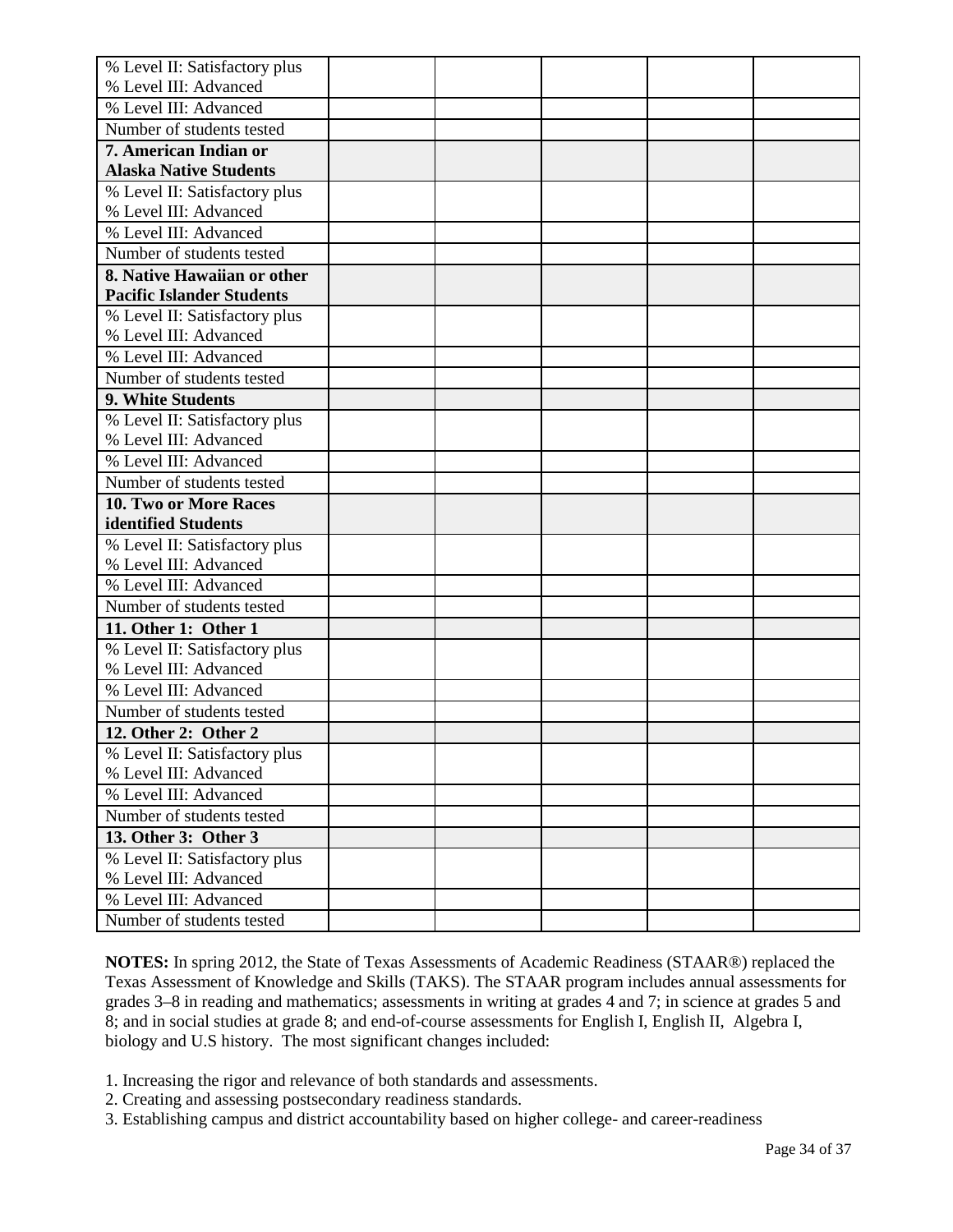| | | | | | |
|---|---|---|---|---|---|
| % Level II: Satisfactory plus % Level III: Advanced | | | | | |
| % Level III: Advanced | | | | | |
| Number of students tested | | | | | |
| **7. American Indian or Alaska Native Students** | | | | | |
| % Level II: Satisfactory plus % Level III: Advanced | | | | | |
| % Level III: Advanced | | | | | |
| Number of students tested | | | | | |
| **8. Native Hawaiian or other Pacific Islander Students** | | | | | |
| % Level II: Satisfactory plus % Level III: Advanced | | | | | |
| % Level III: Advanced | | | | | |
| Number of students tested | | | | | |
| **9. White Students** | | | | | |
| % Level II: Satisfactory plus % Level III: Advanced | | | | | |
| % Level III: Advanced | | | | | |
| Number of students tested | | | | | |
| **10. Two or More Races identified Students** | | | | | |
| % Level II: Satisfactory plus % Level III: Advanced | | | | | |
| % Level III: Advanced | | | | | |
| Number of students tested | | | | | |
| **11. Other 1: Other 1** | | | | | |
| % Level II: Satisfactory plus % Level III: Advanced | | | | | |
| % Level III: Advanced | | | | | |
| Number of students tested | | | | | |
| **12. Other 2: Other 2** | | | | | |
| % Level II: Satisfactory plus % Level III: Advanced | | | | | |
| % Level III: Advanced | | | | | |
| Number of students tested | | | | | |
| **13. Other 3: Other 3** | | | | | |
| % Level II: Satisfactory plus % Level III: Advanced | | | | | |
| % Level III: Advanced | | | | | |
| Number of students tested | | | | | |

**NOTES:** In spring 2012, the State of Texas Assessments of Academic Readiness (STAAR®) replaced the Texas Assessment of Knowledge and Skills (TAKS). The STAAR program includes annual assessments for grades 3–8 in reading and mathematics; assessments in writing at grades 4 and 7; in science at grades 5 and 8; and in social studies at grade 8; and end-of-course assessments for English I, English II, Algebra I, biology and U.S history. The most significant changes included:

1. Increasing the rigor and relevance of both standards and assessments.
2. Creating and assessing postsecondary readiness standards.
3. Establishing campus and district accountability based on higher college- and career-readiness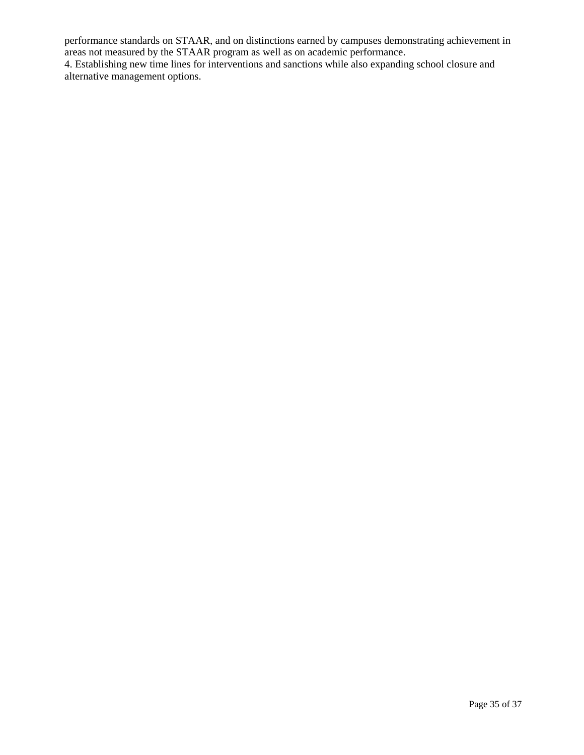performance standards on STAAR, and on distinctions earned by campuses demonstrating achievement in areas not measured by the STAAR program as well as on academic performance.

4. Establishing new time lines for interventions and sanctions while also expanding school closure and alternative management options.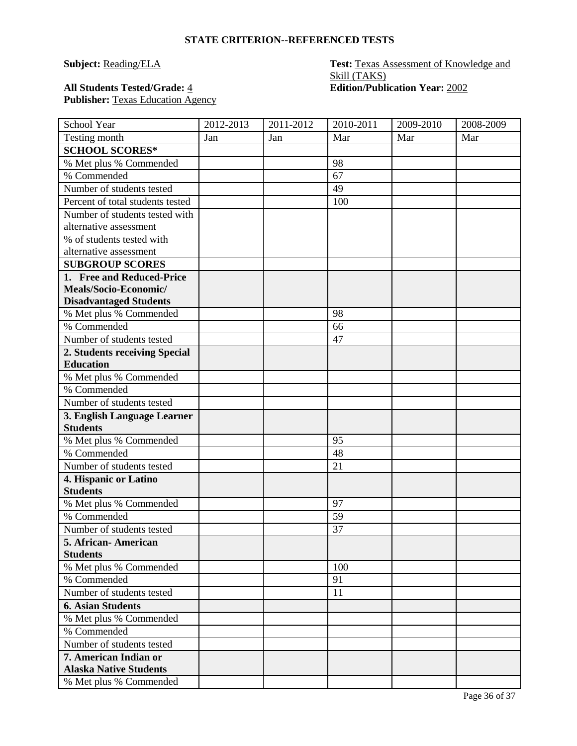## STATE CRITERION--REFERENCED TESTS

**Subject:** Reading/ELA

**Test:** Texas Assessment of Knowledge and Skill (TAKS)

**All Students Tested/Grade:** 4

**Edition/Publication Year:** 2002

**Publisher:** Texas Education Agency

| School Year | 2012-2013 | 2011-2012 | 2010-2011 | 2009-2010 | 2008-2009 |
|---|---|---|---|---|---|
| Testing month | Jan | Jan | Mar | Mar | Mar |
| **SCHOOL SCORES*** | | | | | |
| % Met plus % Commended | | | 98 | | |
| % Commended | | | 67 | | |
| Number of students tested | | | 49 | | |
| Percent of total students tested | | | 100 | | |
| Number of students tested with alternative assessment | | | | | |
| % of students tested with alternative assessment | | | | | |
| **SUBGROUP SCORES** | | | | | |
| **1. Free and Reduced-Price Meals/Socio-Economic/ Disadvantaged Students** | | | | | |
| % Met plus % Commended | | | 98 | | |
| % Commended | | | 66 | | |
| Number of students tested | | | 47 | | |
| **2. Students receiving Special Education** | | | | | |
| % Met plus % Commended | | | | | |
| % Commended | | | | | |
| Number of students tested | | | | | |
| **3. English Language Learner Students** | | | | | |
| % Met plus % Commended | | | 95 | | |
| % Commended | | | 48 | | |
| Number of students tested | | | 21 | | |
| **4. Hispanic or Latino Students** | | | | | |
| % Met plus % Commended | | | 97 | | |
| % Commended | | | 59 | | |
| Number of students tested | | | 37 | | |
| **5. African- American Students** | | | | | |
| % Met plus % Commended | | | 100 | | |
| % Commended | | | 91 | | |
| Number of students tested | | | 11 | | |
| **6. Asian Students** | | | | | |
| % Met plus % Commended | | | | | |
| % Commended | | | | | |
| Number of students tested | | | | | |
| **7. American Indian or Alaska Native Students** | | | | | |
| % Met plus % Commended | | | | | |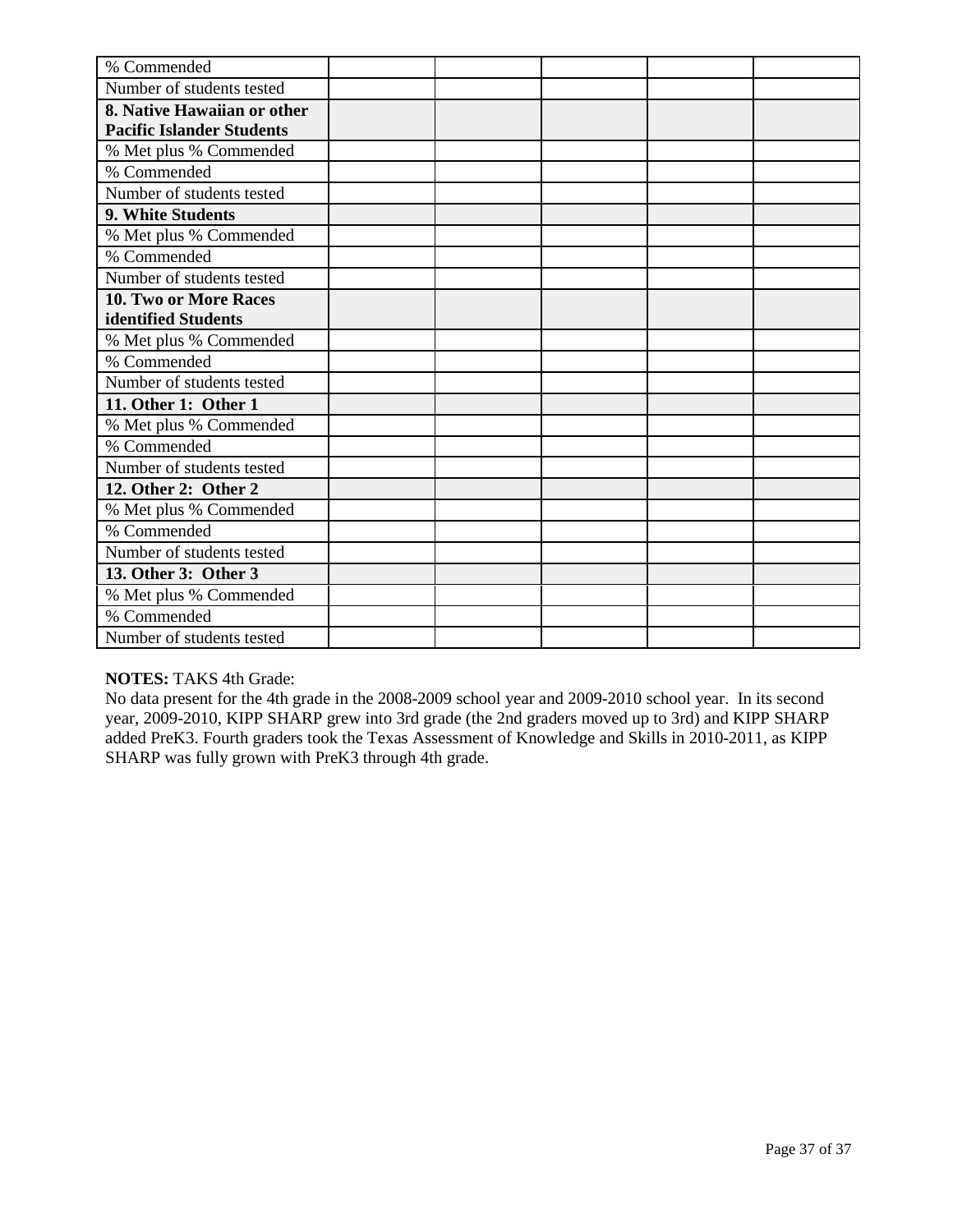| | | | | | |
|---|---|---|---|---|---|
| % Commended | | | | | |
| Number of students tested | | | | | |
| **8. Native Hawaiian or other Pacific Islander Students** | | | | | |
| % Met plus % Commended | | | | | |
| % Commended | | | | | |
| Number of students tested | | | | | |
| **9. White Students** | | | | | |
| % Met plus % Commended | | | | | |
| % Commended | | | | | |
| Number of students tested | | | | | |
| **10. Two or More Races identified Students** | | | | | |
| % Met plus % Commended | | | | | |
| % Commended | | | | | |
| Number of students tested | | | | | |
| **11. Other 1: Other 1** | | | | | |
| % Met plus % Commended | | | | | |
| % Commended | | | | | |
| Number of students tested | | | | | |
| **12. Other 2: Other 2** | | | | | |
| % Met plus % Commended | | | | | |
| % Commended | | | | | |
| Number of students tested | | | | | |
| **13. Other 3: Other 3** | | | | | |
| % Met plus % Commended | | | | | |
| % Commended | | | | | |
| Number of students tested | | | | | |

**NOTES:** TAKS 4th Grade:
No data present for the 4th grade in the 2008-2009 school year and 2009-2010 school year. In its second year, 2009-2010, KIPP SHARP grew into 3rd grade (the 2nd graders moved up to 3rd) and KIPP SHARP added PreK3. Fourth graders took the Texas Assessment of Knowledge and Skills in 2010-2011, as KIPP SHARP was fully grown with PreK3 through 4th grade.